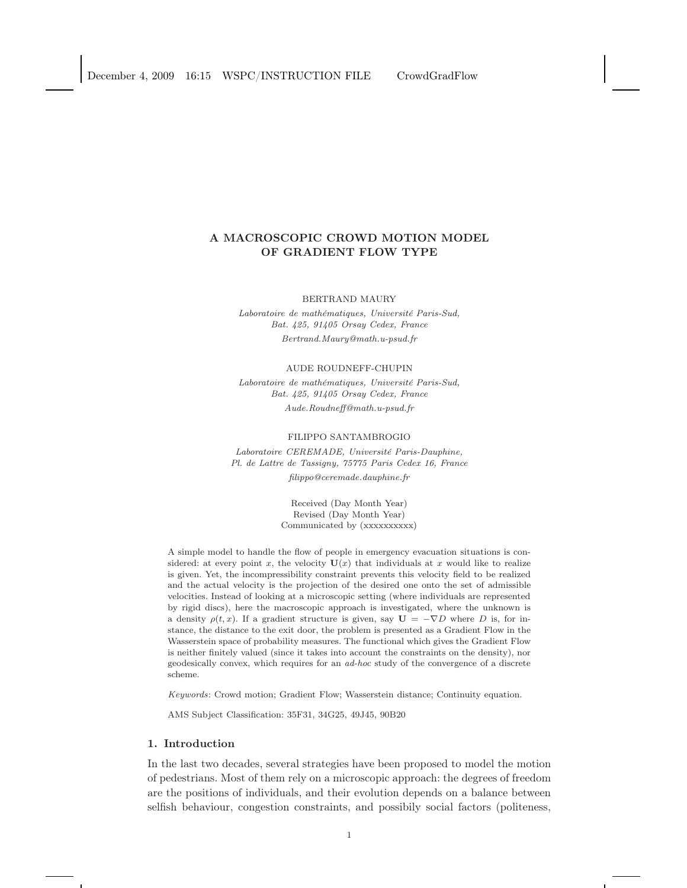# A MACROSCOPIC CROWD MOTION MODEL OF GRADIENT FLOW TYPE

BERTRAND MAURY

*Laboratoire de mathématiques, Université Paris-Sud,*
*Bat. 425, 91405 Orsay Cedex, France*
*Bertrand.Maury@math.u-psud.fr*

AUDE ROUDNEFF-CHUPIN

*Laboratoire de mathématiques, Université Paris-Sud,*
*Bat. 425, 91405 Orsay Cedex, France*
*Aude.Roudneff@math.u-psud.fr*

FILIPPO SANTAMBROGIO

*Laboratoire CEREMADE, Université Paris-Dauphine,*
*Pl. de Lattre de Tassigny, 75775 Paris Cedex 16, France*
*filippo@ceremade.dauphine.fr*

Received (Day Month Year)
Revised (Day Month Year)
Communicated by (xxxxxxxxxx)

A simple model to handle the flow of people in emergency evacuation situations is considered: at every point $x$, the velocity $\mathbf{U}(x)$ that individuals at $x$ would like to realize is given. Yet, the incompressibility constraint prevents this velocity field to be realized and the actual velocity is the projection of the desired one onto the set of admissible velocities. Instead of looking at a microscopic setting (where individuals are represented by rigid discs), here the macroscopic approach is investigated, where the unknown is a density $\rho(t, x)$. If a gradient structure is given, say $\mathbf{U} = -\nabla D$ where $D$ is, for instance, the distance to the exit door, the problem is presented as a Gradient Flow in the Wasserstein space of probability measures. The functional which gives the Gradient Flow is neither finitely valued (since it takes into account the constraints on the density), nor geodesically convex, which requires for an *ad-hoc* study of the convergence of a discrete scheme.

*Keywords*: Crowd motion; Gradient Flow; Wasserstein distance; Continuity equation.

AMS Subject Classification: 35F31, 34G25, 49J45, 90B20

## 1. Introduction

In the last two decades, several strategies have been proposed to model the motion of pedestrians. Most of them rely on a microscopic approach: the degrees of freedom are the positions of individuals, and their evolution depends on a balance between selfish behaviour, congestion constraints, and possibily social factors (politeness,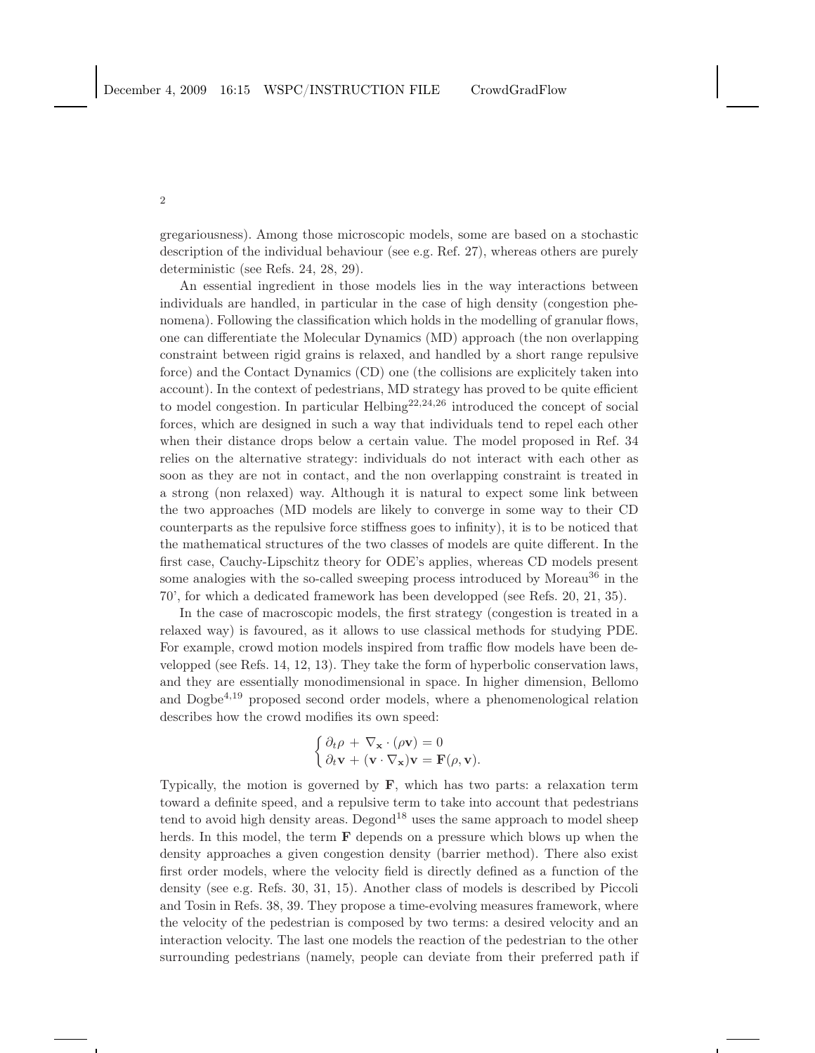gregariousness). Among those microscopic models, some are based on a stochastic description of the individual behaviour (see e.g. Ref. 27), whereas others are purely deterministic (see Refs. 24, 28, 29).

An essential ingredient in those models lies in the way interactions between individuals are handled, in particular in the case of high density (congestion phenomena). Following the classification which holds in the modelling of granular flows, one can differentiate the Molecular Dynamics (MD) approach (the non overlapping constraint between rigid grains is relaxed, and handled by a short range repulsive force) and the Contact Dynamics (CD) one (the collisions are explicitely taken into account). In the context of pedestrians, MD strategy has proved to be quite efficient to model congestion. In particular Helbing[22,24,26] introduced the concept of social forces, which are designed in such a way that individuals tend to repel each other when their distance drops below a certain value. The model proposed in Ref. 34 relies on the alternative strategy: individuals do not interact with each other as soon as they are not in contact, and the non overlapping constraint is treated in a strong (non relaxed) way. Although it is natural to expect some link between the two approaches (MD models are likely to converge in some way to their CD counterparts as the repulsive force stiffness goes to infinity), it is to be noticed that the mathematical structures of the two classes of models are quite different. In the first case, Cauchy-Lipschitz theory for ODE's applies, whereas CD models present some analogies with the so-called sweeping process introduced by Moreau[36] in the 70', for which a dedicated framework has been developped (see Refs. 20, 21, 35).

In the case of macroscopic models, the first strategy (congestion is treated in a relaxed way) is favoured, as it allows to use classical methods for studying PDE. For example, crowd motion models inspired from traffic flow models have been developped (see Refs. 14, 12, 13). They take the form of hyperbolic conservation laws, and they are essentially monodimensional in space. In higher dimension, Bellomo and Dogbe[4,19] proposed second order models, where a phenomenological relation describes how the crowd modifies its own speed:

$$\begin{cases} \partial_t \rho + \nabla_{\mathbf{x}} \cdot (\rho \mathbf{v}) = 0 \\ \partial_t \mathbf{v} + (\mathbf{v} \cdot \nabla_{\mathbf{x}})\mathbf{v} = \mathbf{F}(\rho, \mathbf{v}). \end{cases}$$

Typically, the motion is governed by $\mathbf{F}$, which has two parts: a relaxation term toward a definite speed, and a repulsive term to take into account that pedestrians tend to avoid high density areas. Degond[18] uses the same approach to model sheep herds. In this model, the term $\mathbf{F}$ depends on a pressure which blows up when the density approaches a given congestion density (barrier method). There also exist first order models, where the velocity field is directly defined as a function of the density (see e.g. Refs. 30, 31, 15). Another class of models is described by Piccoli and Tosin in Refs. 38, 39. They propose a time-evolving measures framework, where the velocity of the pedestrian is composed by two terms: a desired velocity and an interaction velocity. The last one models the reaction of the pedestrian to the other surrounding pedestrians (namely, people can deviate from their preferred path if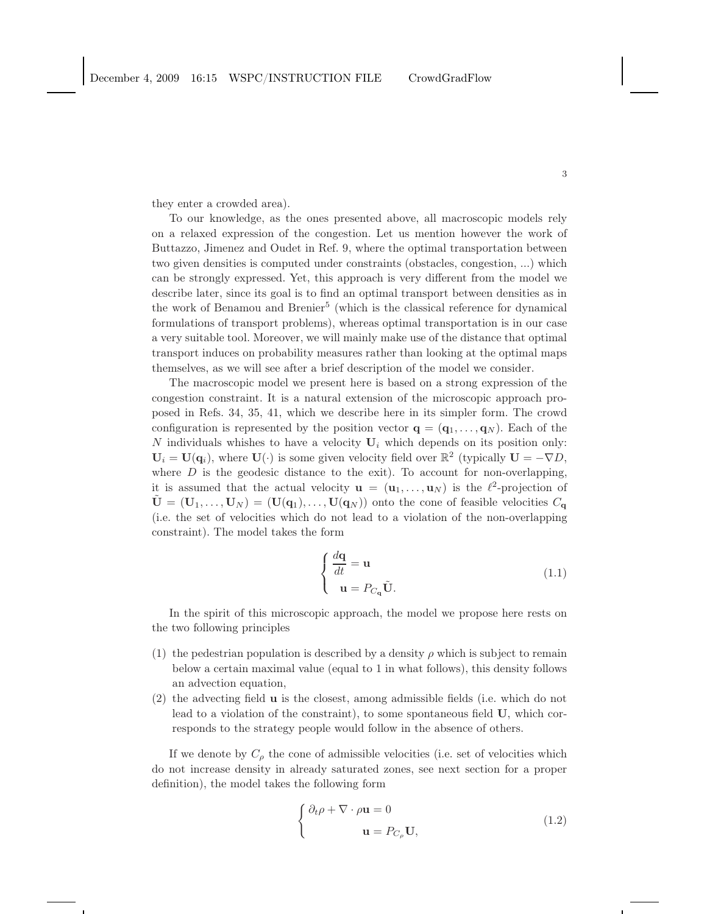they enter a crowded area).

To our knowledge, as the ones presented above, all macroscopic models rely on a relaxed expression of the congestion. Let us mention however the work of Buttazzo, Jimenez and Oudet in Ref. 9, where the optimal transportation between two given densities is computed under constraints (obstacles, congestion, ...) which can be strongly expressed. Yet, this approach is very different from the model we describe later, since its goal is to find an optimal transport between densities as in the work of Benamou and Brenier[5] (which is the classical reference for dynamical formulations of transport problems), whereas optimal transportation is in our case a very suitable tool. Moreover, we will mainly make use of the distance that optimal transport induces on probability measures rather than looking at the optimal maps themselves, as we will see after a brief description of the model we consider.

The macroscopic model we present here is based on a strong expression of the congestion constraint. It is a natural extension of the microscopic approach proposed in Refs. 34, 35, 41, which we describe here in its simpler form. The crowd configuration is represented by the position vector $\mathbf{q} = (\mathbf{q}_1, \ldots, \mathbf{q}_N)$. Each of the $N$ individuals whishes to have a velocity $\mathbf{U}_i$ which depends on its position only: $\mathbf{U}_i = \mathbf{U}(\mathbf{q}_i)$, where $\mathbf{U}(\cdot)$ is some given velocity field over $\mathbb{R}^2$ (typically $\mathbf{U} = -\nabla D$, where $D$ is the geodesic distance to the exit). To account for non-overlapping, it is assumed that the actual velocity $\mathbf{u} = (\mathbf{u}_1, \ldots, \mathbf{u}_N)$ is the $\ell^2$-projection of $\tilde{\mathbf{U}} = (\mathbf{U}_1, \ldots, \mathbf{U}_N) = (\mathbf{U}(\mathbf{q}_1), \ldots, \mathbf{U}(\mathbf{q}_N))$ onto the cone of feasible velocities $C_{\mathbf{q}}$ (i.e. the set of velocities which do not lead to a violation of the non-overlapping constraint). The model takes the form

$$\begin{cases} \dfrac{d\mathbf{q}}{dt} = \mathbf{u} \\ \mathbf{u} = P_{C_{\mathbf{q}}} \tilde{\mathbf{U}}. \end{cases} \tag{1.1}$$

In the spirit of this microscopic approach, the model we propose here rests on the two following principles

(1) the pedestrian population is described by a density $\rho$ which is subject to remain below a certain maximal value (equal to 1 in what follows), this density follows an advection equation,
(2) the advecting field $\mathbf{u}$ is the closest, among admissible fields (i.e. which do not lead to a violation of the constraint), to some spontaneous field $\mathbf{U}$, which corresponds to the strategy people would follow in the absence of others.

If we denote by $C_\rho$ the cone of admissible velocities (i.e. set of velocities which do not increase density in already saturated zones, see next section for a proper definition), the model takes the following form

$$\begin{cases} \partial_t \rho + \nabla \cdot \rho \mathbf{u} = 0 \\ \qquad\qquad \mathbf{u} = P_{C_\rho} \mathbf{U}, \end{cases} \tag{1.2}$$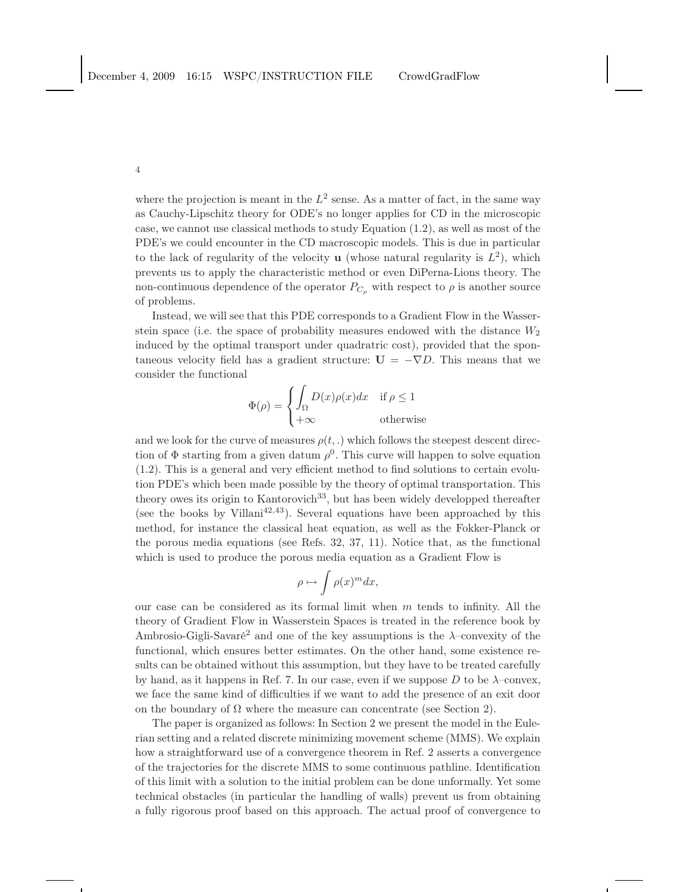where the projection is meant in the $L^2$ sense. As a matter of fact, in the same way as Cauchy-Lipschitz theory for ODE's no longer applies for CD in the microscopic case, we cannot use classical methods to study Equation (1.2), as well as most of the PDE's we could encounter in the CD macroscopic models. This is due in particular to the lack of regularity of the velocity $\mathbf{u}$ (whose natural regularity is $L^2$), which prevents us to apply the characteristic method or even DiPerna-Lions theory. The non-continuous dependence of the operator $P_{C_\rho}$ with respect to $\rho$ is another source of problems.

Instead, we will see that this PDE corresponds to a Gradient Flow in the Wasserstein space (i.e. the space of probability measures endowed with the distance $W_2$ induced by the optimal transport under quadratric cost), provided that the spontaneous velocity field has a gradient structure: $\mathbf{U} = -\nabla D$. This means that we consider the functional

$$\Phi(\rho) = \begin{cases} \displaystyle\int_\Omega D(x)\rho(x)dx & \text{if } \rho \leq 1 \\ +\infty & \text{otherwise} \end{cases}$$

and we look for the curve of measures $\rho(t,.)$ which follows the steepest descent direction of $\Phi$ starting from a given datum $\rho^0$. This curve will happen to solve equation (1.2). This is a general and very efficient method to find solutions to certain evolution PDE's which been made possible by the theory of optimal transportation. This theory owes its origin to Kantorovich[33], but has been widely developped thereafter (see the books by Villani[42,43]). Several equations have been approached by this method, for instance the classical heat equation, as well as the Fokker-Planck or the porous media equations (see Refs. 32, 37, 11). Notice that, as the functional which is used to produce the porous media equation as a Gradient Flow is

$$\rho \mapsto \int \rho(x)^m dx,$$

our case can be considered as its formal limit when $m$ tends to infinity. All the theory of Gradient Flow in Wasserstein Spaces is treated in the reference book by Ambrosio-Gigli-Savaré[2] and one of the key assumptions is the $\lambda$–convexity of the functional, which ensures better estimates. On the other hand, some existence results can be obtained without this assumption, but they have to be treated carefully by hand, as it happens in Ref. 7. In our case, even if we suppose $D$ to be $\lambda$–convex, we face the same kind of difficulties if we want to add the presence of an exit door on the boundary of $\Omega$ where the measure can concentrate (see Section 2).

The paper is organized as follows: In Section 2 we present the model in the Eulerian setting and a related discrete minimizing movement scheme (MMS). We explain how a straightforward use of a convergence theorem in Ref. 2 asserts a convergence of the trajectories for the discrete MMS to some continuous pathline. Identification of this limit with a solution to the initial problem can be done unformally. Yet some technical obstacles (in particular the handling of walls) prevent us from obtaining a fully rigorous proof based on this approach. The actual proof of convergence to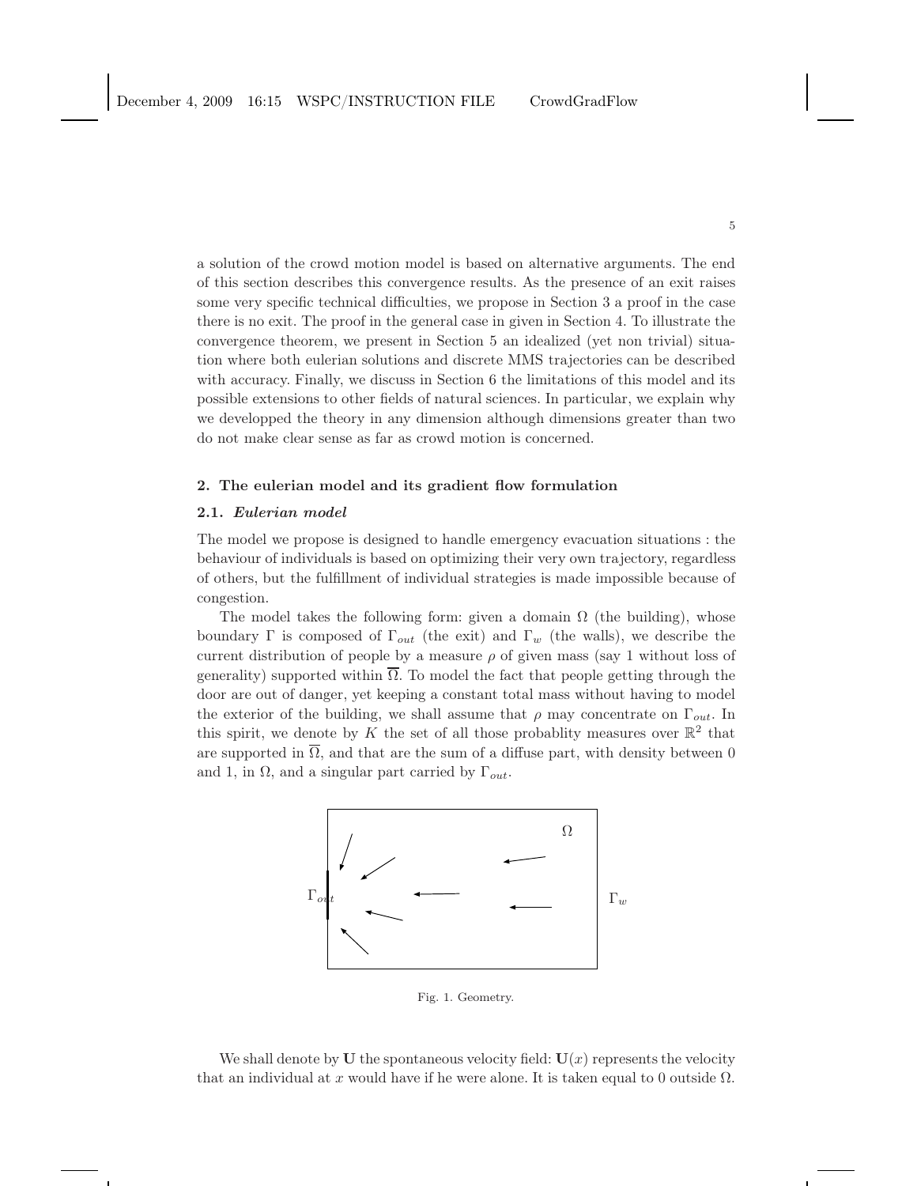a solution of the crowd motion model is based on alternative arguments. The end of this section describes this convergence results. As the presence of an exit raises some very specific technical difficulties, we propose in Section 3 a proof in the case there is no exit. The proof in the general case in given in Section 4. To illustrate the convergence theorem, we present in Section 5 an idealized (yet non trivial) situation where both eulerian solutions and discrete MMS trajectories can be described with accuracy. Finally, we discuss in Section 6 the limitations of this model and its possible extensions to other fields of natural sciences. In particular, we explain why we developped the theory in any dimension although dimensions greater than two do not make clear sense as far as crowd motion is concerned.

## 2. The eulerian model and its gradient flow formulation

### 2.1. *Eulerian model*

The model we propose is designed to handle emergency evacuation situations : the behaviour of individuals is based on optimizing their very own trajectory, regardless of others, but the fulfillment of individual strategies is made impossible because of congestion.

The model takes the following form: given a domain $\Omega$ (the building), whose boundary $\Gamma$ is composed of $\Gamma_{out}$ (the exit) and $\Gamma_w$ (the walls), we describe the current distribution of people by a measure $\rho$ of given mass (say 1 without loss of generality) supported within $\overline{\Omega}$. To model the fact that people getting through the door are out of danger, yet keeping a constant total mass without having to model the exterior of the building, we shall assume that $\rho$ may concentrate on $\Gamma_{out}$. In this spirit, we denote by $K$ the set of all those probablity measures over $\mathbb{R}^2$ that are supported in $\overline{\Omega}$, and that are the sum of a diffuse part, with density between 0 and 1, in $\Omega$, and a singular part carried by $\Gamma_{out}$.

Fig. 1. Geometry.

We shall denote by $\mathbf{U}$ the spontaneous velocity field: $\mathbf{U}(x)$ represents the velocity that an individual at $x$ would have if he were alone. It is taken equal to 0 outside $\Omega$.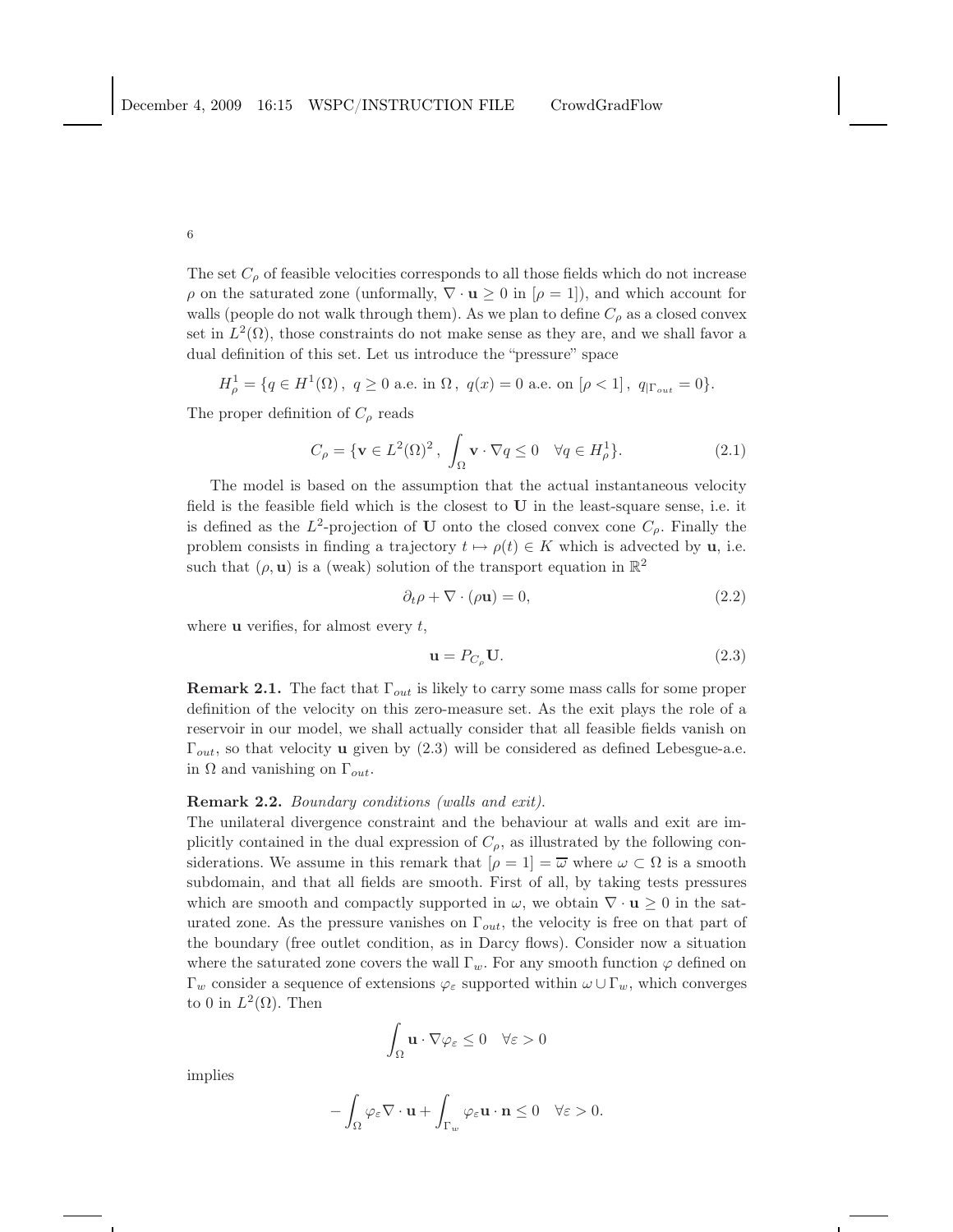The set $C_\rho$ of feasible velocities corresponds to all those fields which do not increase $\rho$ on the saturated zone (unformally, $\nabla \cdot \mathbf{u} \geq 0$ in $[\rho = 1]$), and which account for walls (people do not walk through them). As we plan to define $C_\rho$ as a closed convex set in $L^2(\Omega)$, those constraints do not make sense as they are, and we shall favor a dual definition of this set. Let us introduce the "pressure" space

$$H^1_\rho = \{q \in H^1(\Omega)\,,\ q \geq 0 \text{ a.e. in } \Omega\,,\ q(x) = 0 \text{ a.e. on } [\rho < 1]\,,\ q_{|\Gamma_{out}} = 0\}.$$

The proper definition of $C_\rho$ reads

$$C_\rho = \{\mathbf{v} \in L^2(\Omega)^2\,,\ \int_\Omega \mathbf{v} \cdot \nabla q \leq 0 \quad \forall q \in H^1_\rho\}. \tag{2.1}$$

The model is based on the assumption that the actual instantaneous velocity field is the feasible field which is the closest to $\mathbf{U}$ in the least-square sense, i.e. it is defined as the $L^2$-projection of $\mathbf{U}$ onto the closed convex cone $C_\rho$. Finally the problem consists in finding a trajectory $t \mapsto \rho(t) \in K$ which is advected by $\mathbf{u}$, i.e. such that $(\rho, \mathbf{u})$ is a (weak) solution of the transport equation in $\mathbb{R}^2$

$$\partial_t \rho + \nabla \cdot (\rho \mathbf{u}) = 0, \tag{2.2}$$

where $\mathbf{u}$ verifies, for almost every $t$,

$$\mathbf{u} = P_{C_\rho} \mathbf{U}. \tag{2.3}$$

**Remark 2.1.** The fact that $\Gamma_{out}$ is likely to carry some mass calls for some proper definition of the velocity on this zero-measure set. As the exit plays the role of a reservoir in our model, we shall actually consider that all feasible fields vanish on $\Gamma_{out}$, so that velocity $\mathbf{u}$ given by (2.3) will be considered as defined Lebesgue-a.e. in $\Omega$ and vanishing on $\Gamma_{out}$.

**Remark 2.2.** *Boundary conditions (walls and exit).*
The unilateral divergence constraint and the behaviour at walls and exit are implicitly contained in the dual expression of $C_\rho$, as illustrated by the following considerations. We assume in this remark that $[\rho = 1] = \overline{\omega}$ where $\omega \subset \Omega$ is a smooth subdomain, and that all fields are smooth. First of all, by taking tests pressures which are smooth and compactly supported in $\omega$, we obtain $\nabla \cdot \mathbf{u} \geq 0$ in the saturated zone. As the pressure vanishes on $\Gamma_{out}$, the velocity is free on that part of the boundary (free outlet condition, as in Darcy flows). Consider now a situation where the saturated zone covers the wall $\Gamma_w$. For any smooth function $\varphi$ defined on $\Gamma_w$ consider a sequence of extensions $\varphi_\varepsilon$ supported within $\omega \cup \Gamma_w$, which converges to 0 in $L^2(\Omega)$. Then

$$\int_\Omega \mathbf{u} \cdot \nabla \varphi_\varepsilon \leq 0 \quad \forall \varepsilon > 0$$

implies

$$-\int_\Omega \varphi_\varepsilon \nabla \cdot \mathbf{u} + \int_{\Gamma_w} \varphi_\varepsilon \mathbf{u} \cdot \mathbf{n} \leq 0 \quad \forall \varepsilon > 0.$$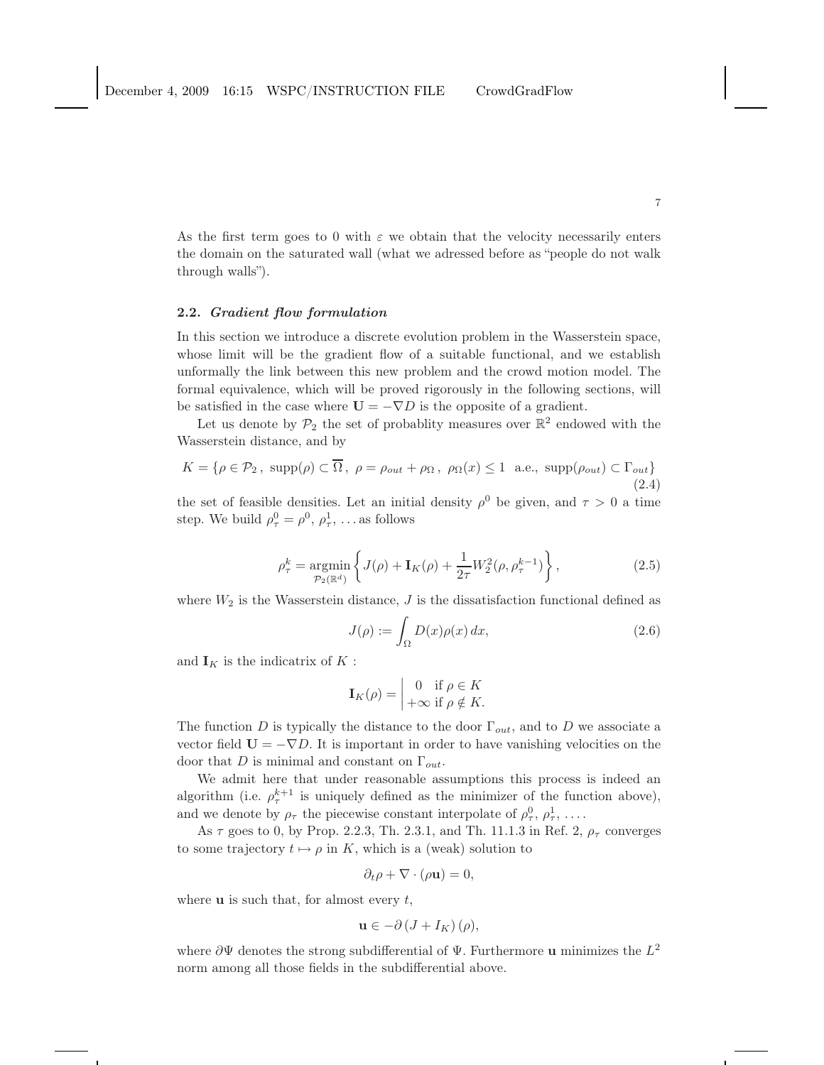As the first term goes to 0 with $\varepsilon$ we obtain that the velocity necessarily enters the domain on the saturated wall (what we adressed before as "people do not walk through walls").

### 2.2. *Gradient flow formulation*

In this section we introduce a discrete evolution problem in the Wasserstein space, whose limit will be the gradient flow of a suitable functional, and we establish unformally the link between this new problem and the crowd motion model. The formal equivalence, which will be proved rigorously in the following sections, will be satisfied in the case where $\mathbf{U} = -\nabla D$ is the opposite of a gradient.

Let us denote by $\mathcal{P}_2$ the set of probablity measures over $\mathbb{R}^2$ endowed with the Wasserstein distance, and by

$$K = \{\rho \in \mathcal{P}_2\,,\ \mathrm{supp}(\rho) \subset \overline{\Omega}\,,\ \rho = \rho_{out} + \rho_\Omega\,,\ \rho_\Omega(x) \leq 1 \ \text{ a.e.},\ \mathrm{supp}(\rho_{out}) \subset \Gamma_{out}\} \tag{2.4}$$

the set of feasible densities. Let an initial density $\rho^0$ be given, and $\tau > 0$ a time step. We build $\rho_\tau^0 = \rho^0$, $\rho_\tau^1$, ... as follows

$$\rho_\tau^k = \underset{\mathcal{P}_2(\mathbb{R}^d)}{\operatorname{argmin}} \left\{ J(\rho) + \mathbf{I}_K(\rho) + \frac{1}{2\tau} W_2^2(\rho, \rho_\tau^{k-1}) \right\}, \tag{2.5}$$

where $W_2$ is the Wasserstein distance, $J$ is the dissatisfaction functional defined as

$$J(\rho) := \int_\Omega D(x)\rho(x)\,dx, \tag{2.6}$$

and $\mathbf{I}_K$ is the indicatrix of $K$ :

$$\mathbf{I}_K(\rho) = \left| \begin{array}{l} 0 \quad \text{if } \rho \in K \\ +\infty \text{ if } \rho \notin K. \end{array} \right.$$

The function $D$ is typically the distance to the door $\Gamma_{out}$, and to $D$ we associate a vector field $\mathbf{U} = -\nabla D$. It is important in order to have vanishing velocities on the door that $D$ is minimal and constant on $\Gamma_{out}$.

We admit here that under reasonable assumptions this process is indeed an algorithm (i.e. $\rho_\tau^{k+1}$ is uniquely defined as the minimizer of the function above), and we denote by $\rho_\tau$ the piecewise constant interpolate of $\rho_\tau^0$, $\rho_\tau^1$, ... .

As $\tau$ goes to 0, by Prop. 2.2.3, Th. 2.3.1, and Th. 11.1.3 in Ref. 2, $\rho_\tau$ converges to some trajectory $t \mapsto \rho$ in $K$, which is a (weak) solution to

$$\partial_t \rho + \nabla \cdot (\rho \mathbf{u}) = 0,$$

where $\mathbf{u}$ is such that, for almost every $t$,

$$\mathbf{u} \in -\partial\,(J + I_K)\,(\rho),$$

where $\partial\Psi$ denotes the strong subdifferential of $\Psi$. Furthermore $\mathbf{u}$ minimizes the $L^2$ norm among all those fields in the subdifferential above.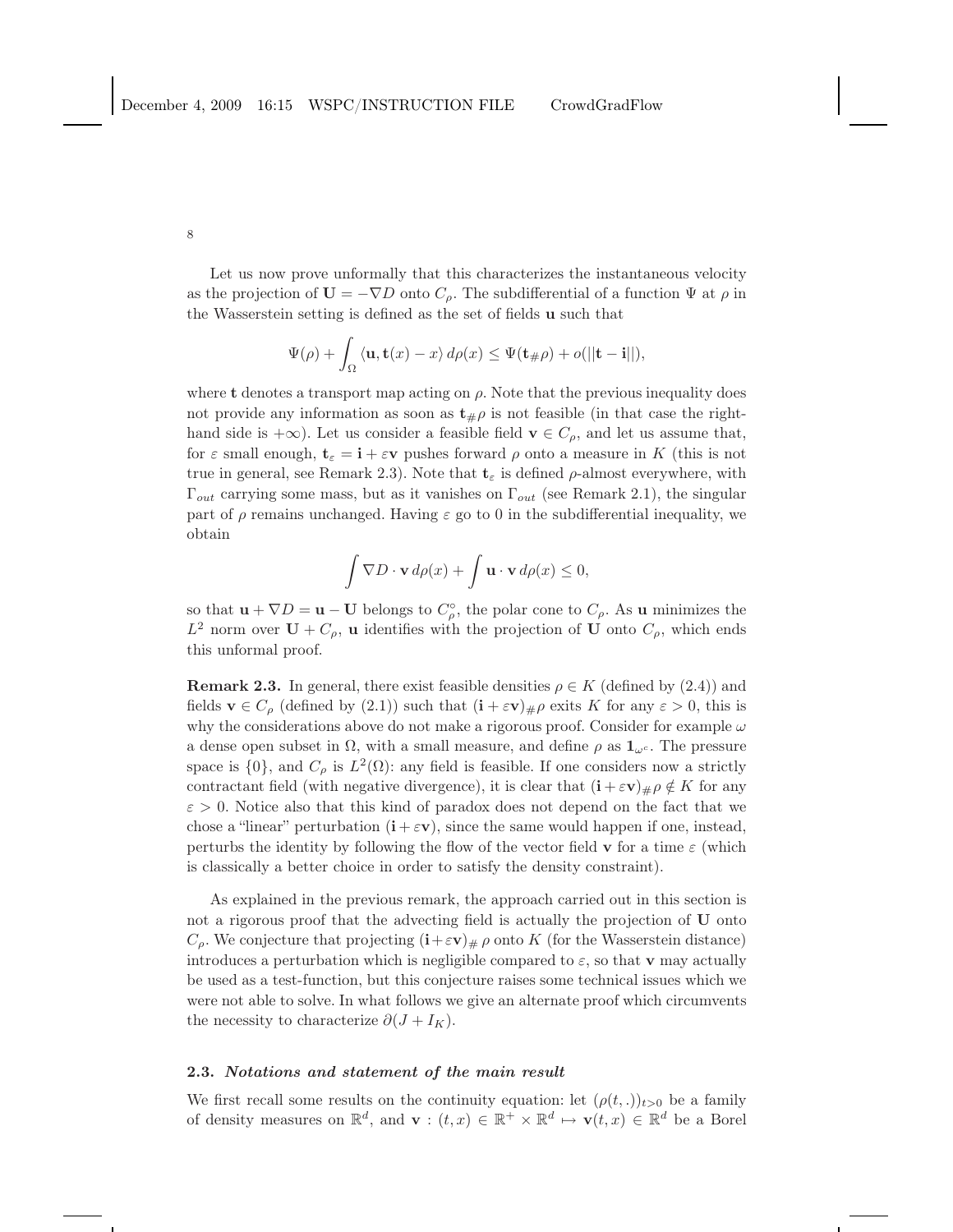Let us now prove unformally that this characterizes the instantaneous velocity as the projection of $\mathbf{U} = -\nabla D$ onto $C_\rho$. The subdifferential of a function $\Psi$ at $\rho$ in the Wasserstein setting is defined as the set of fields $\mathbf{u}$ such that

$$\Psi(\rho) + \int_\Omega \langle \mathbf{u}, \mathbf{t}(x) - x\rangle \, d\rho(x) \leq \Psi(\mathbf{t}_{\#}\rho) + o(||\mathbf{t} - \mathbf{i}||),$$

where $\mathbf{t}$ denotes a transport map acting on $\rho$. Note that the previous inequality does not provide any information as soon as $\mathbf{t}_{\#}\rho$ is not feasible (in that case the right-hand side is $+\infty$). Let us consider a feasible field $\mathbf{v} \in C_\rho$, and let us assume that, for $\varepsilon$ small enough, $\mathbf{t}_\varepsilon = \mathbf{i} + \varepsilon\mathbf{v}$ pushes forward $\rho$ onto a measure in $K$ (this is not true in general, see Remark 2.3). Note that $\mathbf{t}_\varepsilon$ is defined $\rho$-almost everywhere, with $\Gamma_{out}$ carrying some mass, but as it vanishes on $\Gamma_{out}$ (see Remark 2.1), the singular part of $\rho$ remains unchanged. Having $\varepsilon$ go to 0 in the subdifferential inequality, we obtain

$$\int \nabla D \cdot \mathbf{v} \, d\rho(x) + \int \mathbf{u} \cdot \mathbf{v} \, d\rho(x) \leq 0,$$

so that $\mathbf{u} + \nabla D = \mathbf{u} - \mathbf{U}$ belongs to $C_\rho^\circ$, the polar cone to $C_\rho$. As $\mathbf{u}$ minimizes the $L^2$ norm over $\mathbf{U} + C_\rho$, $\mathbf{u}$ identifies with the projection of $\mathbf{U}$ onto $C_\rho$, which ends this unformal proof.

**Remark 2.3.** In general, there exist feasible densities $\rho \in K$ (defined by (2.4)) and fields $\mathbf{v} \in C_\rho$ (defined by (2.1)) such that $(\mathbf{i} + \varepsilon\mathbf{v})_{\#}\rho$ exits $K$ for any $\varepsilon > 0$, this is why the considerations above do not make a rigorous proof. Consider for example $\omega$ a dense open subset in $\Omega$, with a small measure, and define $\rho$ as $\mathbf{1}_{\omega^c}$. The pressure space is $\{0\}$, and $C_\rho$ is $L^2(\Omega)$: any field is feasible. If one considers now a strictly contractant field (with negative divergence), it is clear that $(\mathbf{i} + \varepsilon\mathbf{v})_{\#}\rho \notin K$ for any $\varepsilon > 0$. Notice also that this kind of paradox does not depend on the fact that we chose a "linear" perturbation $(\mathbf{i} + \varepsilon\mathbf{v})$, since the same would happen if one, instead, perturbs the identity by following the flow of the vector field $\mathbf{v}$ for a time $\varepsilon$ (which is classically a better choice in order to satisfy the density constraint).

As explained in the previous remark, the approach carried out in this section is not a rigorous proof that the advecting field is actually the projection of $\mathbf{U}$ onto $C_\rho$. We conjecture that projecting $(\mathbf{i} + \varepsilon\mathbf{v})_{\#}\,\rho$ onto $K$ (for the Wasserstein distance) introduces a perturbation which is negligible compared to $\varepsilon$, so that $\mathbf{v}$ may actually be used as a test-function, but this conjecture raises some technical issues which we were not able to solve. In what follows we give an alternate proof which circumvents the necessity to characterize $\partial(J + I_K)$.

### 2.3. *Notations and statement of the main result*

We first recall some results on the continuity equation: let $(\rho(t,.))_{t>0}$ be a family of density measures on $\mathbb{R}^d$, and $\mathbf{v} : (t,x) \in \mathbb{R}^+ \times \mathbb{R}^d \mapsto \mathbf{v}(t,x) \in \mathbb{R}^d$ be a Borel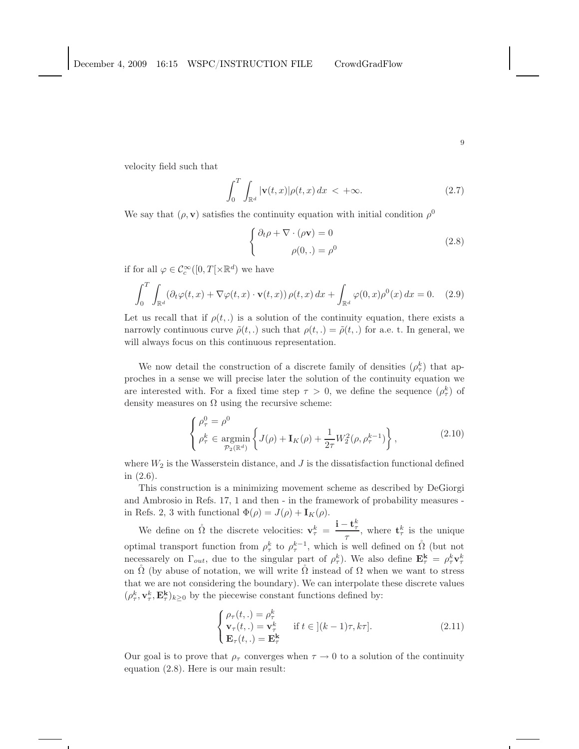velocity field such that

$$\int_0^T \int_{\mathbb{R}^d} |\mathbf{v}(t,x)| \rho(t,x)\, dx \; < +\infty. \tag{2.7}$$

We say that $(\rho, \mathbf{v})$ satisfies the continuity equation with initial condition $\rho^0$

$$\begin{cases} \partial_t \rho + \nabla \cdot (\rho \mathbf{v}) = 0 \\ \qquad\qquad \rho(0,.) = \rho^0 \end{cases} \tag{2.8}$$

if for all $\varphi \in \mathcal{C}_c^\infty([0,T[\times \mathbb{R}^d)$ we have

$$\int_0^T \int_{\mathbb{R}^d} \left( \partial_t \varphi(t,x) + \nabla \varphi(t,x) \cdot \mathbf{v}(t,x) \right) \rho(t,x)\, dx + \int_{\mathbb{R}^d} \varphi(0,x) \rho^0(x)\, dx = 0. \tag{2.9}$$

Let us recall that if $\rho(t,.)$ is a solution of the continuity equation, there exists a narrowly continuous curve $\tilde{\rho}(t,.)$ such that $\rho(t,.) = \tilde{\rho}(t,.)$ for a.e. t. In general, we will always focus on this continuous representation.

We now detail the construction of a discrete family of densities $(\rho_\tau^k)$ that approches in a sense we will precise later the solution of the continuity equation we are interested with. For a fixed time step $\tau > 0$, we define the sequence $(\rho_\tau^k)$ of density measures on $\Omega$ using the recursive scheme:

$$\begin{cases} \rho_\tau^0 = \rho^0 \\ \rho_\tau^k \in \underset{\mathcal{P}_2(\mathbb{R}^d)}{\operatorname{argmin}} \left\{ J(\rho) + \mathbf{I}_K(\rho) + \dfrac{1}{2\tau} W_2^2(\rho, \rho_\tau^{k-1}) \right\}, \end{cases} \tag{2.10}$$

where $W_2$ is the Wasserstein distance, and $J$ is the dissatisfaction functional defined in (2.6).

This construction is a minimizing movement scheme as described by DeGiorgi and Ambrosio in Refs. 17, 1 and then - in the framework of probability measures - in Refs. 2, 3 with functional $\Phi(\rho) = J(\rho) + \mathbf{I}_K(\rho)$.

We define on $\mathring{\Omega}$ the discrete velocities: $\mathbf{v}_\tau^k = \dfrac{\mathbf{i} - \mathbf{t}_\tau^k}{\tau}$, where $\mathbf{t}_\tau^k$ is the unique optimal transport function from $\rho_\tau^k$ to $\rho_\tau^{k-1}$, which is well defined on $\mathring{\Omega}$ (but not necessarely on $\Gamma_{out}$, due to the singular part of $\rho_\tau^k$). We also define $\mathbf{E}_\tau^\mathbf{k} = \rho_\tau^k \mathbf{v}_\tau^k$ on $\mathring{\Omega}$ (by abuse of notation, we will write $\mathring{\Omega}$ instead of $\Omega$ when we want to stress that we are not considering the boundary). We can interpolate these discrete values $(\rho_\tau^k, \mathbf{v}_\tau^k, \mathbf{E}_\tau^\mathbf{k})_{k \geq 0}$ by the piecewise constant functions defined by:

$$\begin{cases} \rho_\tau(t,.) = \rho_\tau^k \\ \mathbf{v}_\tau(t,.) = \mathbf{v}_\tau^k \qquad \text{if } t \in ](k-1)\tau, k\tau]. \\ \mathbf{E}_\tau(t,.) = \mathbf{E}_\tau^\mathbf{k} \end{cases} \tag{2.11}$$

Our goal is to prove that $\rho_\tau$ converges when $\tau \to 0$ to a solution of the continuity equation (2.8). Here is our main result: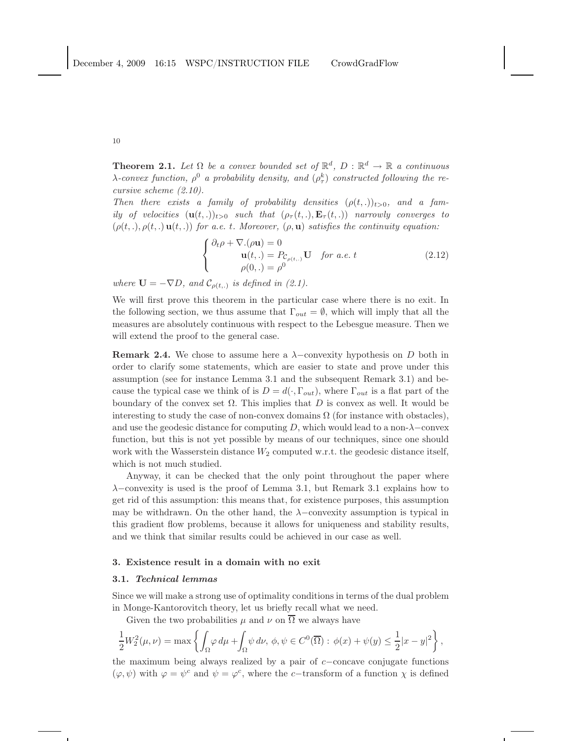**Theorem 2.1.** *Let $\Omega$ be a convex bounded set of $\mathbb{R}^d$, $D : \mathbb{R}^d \to \mathbb{R}$ a continuous $\lambda$-convex function, $\rho^0$ a probability density, and $(\rho_\tau^k)$ constructed following the recursive scheme (2.10).*

*Then there exists a family of probability densities $(\rho(t,.))_{t>0}$, and a family of velocities $(\mathbf{u}(t,.))_{t>0}$ such that $(\rho_\tau(t,.), \mathbf{E}_\tau(t,.))$ narrowly converges to $(\rho(t,.), \rho(t,.)\,\mathbf{u}(t,.))$ for a.e. $t$. Moreover, $(\rho, \mathbf{u})$ satisfies the continuity equation:*

$$
\begin{cases}
\partial_t \rho + \nabla.(\rho \mathbf{u}) = 0 \\
\qquad \mathbf{u}(t,.) = P_{\mathcal{C}_{\rho(t,.)}} \mathbf{U} \quad \text{for a.e. } t \\
\qquad \rho(0,.) = \rho^0
\end{cases}
\tag{2.12}
$$

*where $\mathbf{U} = -\nabla D$, and $\mathcal{C}_{\rho(t,.)}$ is defined in (2.1).*

We will first prove this theorem in the particular case where there is no exit. In the following section, we thus assume that $\Gamma_{out} = \emptyset$, which will imply that all the measures are absolutely continuous with respect to the Lebesgue measure. Then we will extend the proof to the general case.

**Remark 2.4.** We chose to assume here a $\lambda-$convexity hypothesis on $D$ both in order to clarify some statements, which are easier to state and prove under this assumption (see for instance Lemma 3.1 and the subsequent Remark 3.1) and because the typical case we think of is $D = d(\cdot, \Gamma_{out})$, where $\Gamma_{out}$ is a flat part of the boundary of the convex set $\Omega$. This implies that $D$ is convex as well. It would be interesting to study the case of non-convex domains $\Omega$ (for instance with obstacles), and use the geodesic distance for computing $D$, which would lead to a non-$\lambda-$convex function, but this is not yet possible by means of our techniques, since one should work with the Wasserstein distance $W_2$ computed w.r.t. the geodesic distance itself, which is not much studied.

Anyway, it can be checked that the only point throughout the paper where $\lambda-$convexity is used is the proof of Lemma 3.1, but Remark 3.1 explains how to get rid of this assumption: this means that, for existence purposes, this assumption may be withdrawn. On the other hand, the $\lambda-$convexity assumption is typical in this gradient flow problems, because it allows for uniqueness and stability results, and we think that similar results could be achieved in our case as well.

## 3. Existence result in a domain with no exit

### 3.1. *Technical lemmas*

Since we will make a strong use of optimality conditions in terms of the dual problem in Monge-Kantorovitch theory, let us briefly recall what we need.

Given the two probabilities $\mu$ and $\nu$ on $\overline{\Omega}$ we always have

$$
\frac{1}{2} W_2^2(\mu, \nu) = \max \left\{ \int_\Omega \varphi \, d\mu + \int_\Omega \psi \, d\nu, \; \phi, \psi \in C^0(\overline{\Omega}) : \; \phi(x) + \psi(y) \leq \frac{1}{2}|x-y|^2 \right\},
$$

the maximum being always realized by a pair of $c-$concave conjugate functions $(\varphi, \psi)$ with $\varphi = \psi^c$ and $\psi = \varphi^c$, where the $c-$transform of a function $\chi$ is defined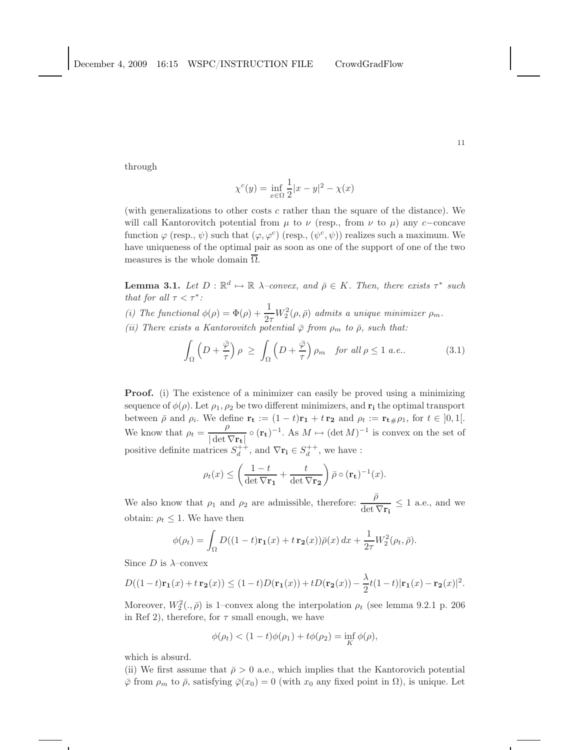through

$$\chi^c(y) = \inf_{x\in\Omega} \frac{1}{2}|x-y|^2 - \chi(x)$$

(with generalizations to other costs $c$ rather than the square of the distance). We will call Kantorovitch potential from $\mu$ to $\nu$ (resp., from $\nu$ to $\mu$) any $c$−concave function $\varphi$ (resp., $\psi$) such that $(\varphi, \varphi^c)$ (resp., $(\psi^c, \psi)$) realizes such a maximum. We have uniqueness of the optimal pair as soon as one of the support of one of the two measures is the whole domain $\overline{\Omega}$.

**Lemma 3.1.** *Let $D : \mathbb{R}^d \mapsto \mathbb{R}$ $\lambda$–convex, and $\bar\rho \in K$. Then, there exists $\tau^*$ such that for all $\tau < \tau^*$:*

*(i) The functional $\phi(\rho) = \Phi(\rho) + \dfrac{1}{2\tau} W_2^2(\rho, \bar\rho)$ admits a unique minimizer $\rho_m$.*

*(ii) There exists a Kantorovitch potential $\bar\varphi$ from $\rho_m$ to $\bar\rho$, such that:*

$$\int_\Omega \left(D + \frac{\bar\varphi}{\tau}\right)\rho \;\geq\; \int_\Omega \left(D + \frac{\bar\varphi}{\tau}\right)\rho_m \quad \text{for all } \rho \leq 1 \text{ a.e..} \tag{3.1}$$

**Proof.** (i) The existence of a minimizer can easily be proved using a minimizing sequence of $\phi(\rho)$. Let $\rho_1, \rho_2$ be two different minimizers, and $\mathbf{r_i}$ the optimal transport between $\bar\rho$ and $\rho_i$. We define $\mathbf{r_t} := (1-t)\mathbf{r_1} + t\,\mathbf{r_2}$ and $\rho_t := \mathbf{r_t}_{\#}\rho_1$, for $t \in ]0,1[$. We know that $\rho_t = \dfrac{\rho}{|\det \nabla \mathbf{r_t}|} \circ (\mathbf{r_t})^{-1}$. As $M \mapsto (\det M)^{-1}$ is convex on the set of positive definite matrices $S_d^{++}$, and $\nabla \mathbf{r_i} \in S_d^{++}$, we have :

$$\rho_t(x) \leq \left(\frac{1-t}{\det \nabla \mathbf{r_1}} + \frac{t}{\det \nabla \mathbf{r_2}}\right)\bar\rho \circ (\mathbf{r_t})^{-1}(x).$$

We also know that $\rho_1$ and $\rho_2$ are admissible, therefore: $\dfrac{\bar\rho}{\det \nabla \mathbf{r_i}} \leq 1$ a.e., and we obtain: $\rho_t \leq 1$. We have then

$$\phi(\rho_t) = \int_\Omega D((1-t)\mathbf{r_1}(x) + t\,\mathbf{r_2}(x))\bar\rho(x)\,dx + \frac{1}{2\tau}W_2^2(\rho_t, \bar\rho).$$

Since $D$ is $\lambda$–convex

$$D((1-t)\mathbf{r_1}(x) + t\,\mathbf{r_2}(x)) \leq (1-t)D(\mathbf{r_1}(x)) + tD(\mathbf{r_2}(x)) - \frac{\lambda}{2}t(1-t)|\mathbf{r_1}(x) - \mathbf{r_2}(x)|^2.$$

Moreover, $W_2^2(.,\bar\rho)$ is 1–convex along the interpolation $\rho_t$ (see lemma 9.2.1 p. 206 in Ref 2), therefore, for $\tau$ small enough, we have

$$\phi(\rho_t) < (1-t)\phi(\rho_1) + t\phi(\rho_2) = \inf_K \phi(\rho),$$

which is absurd.

(ii) We first assume that $\bar\rho > 0$ a.e., which implies that the Kantorovich potential $\bar\varphi$ from $\rho_m$ to $\bar\rho$, satisfying $\bar\varphi(x_0) = 0$ (with $x_0$ any fixed point in $\Omega$), is unique. Let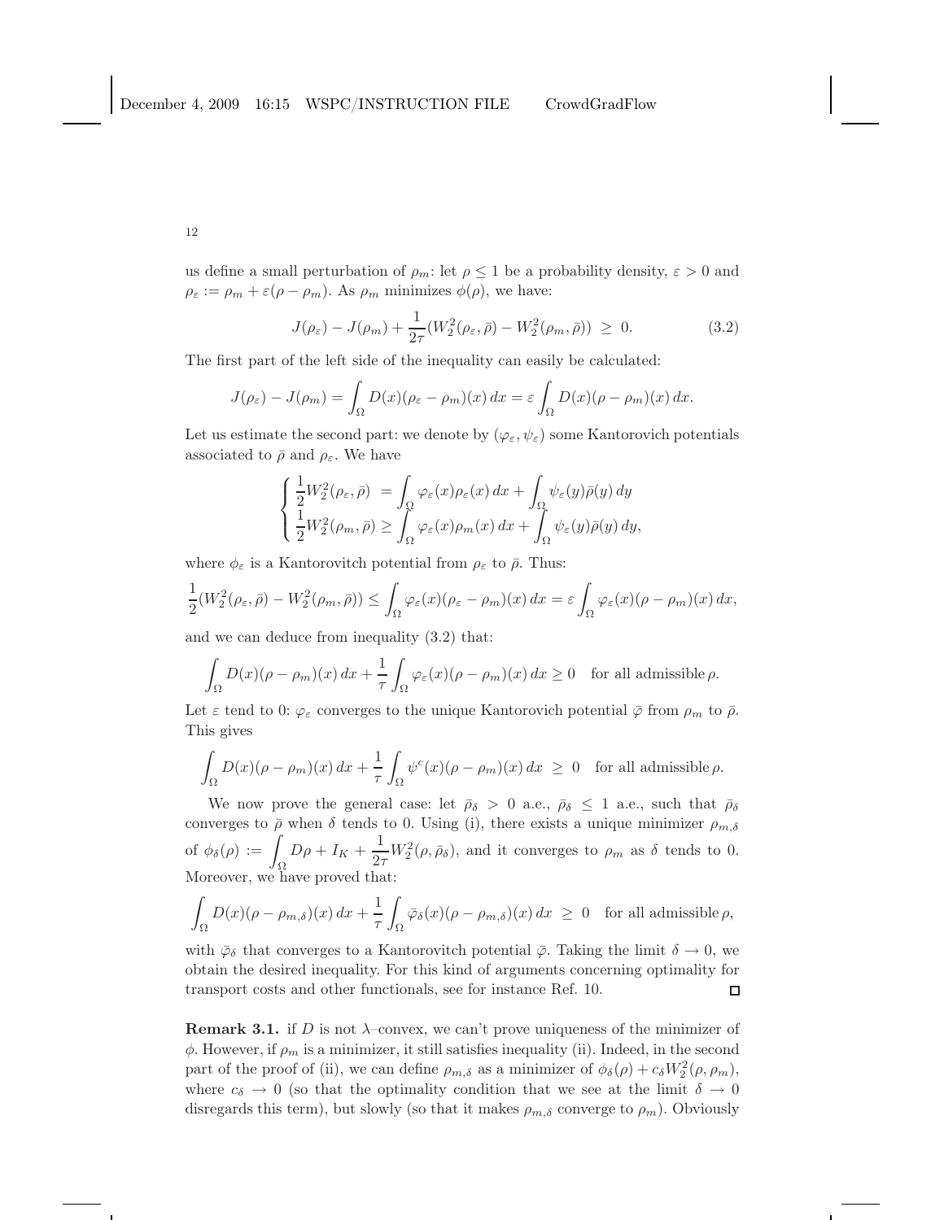us define a small perturbation of $\rho_m$: let $\rho \leq 1$ be a probability density, $\varepsilon > 0$ and $\rho_\varepsilon := \rho_m + \varepsilon(\rho - \rho_m)$. As $\rho_m$ minimizes $\phi(\rho)$, we have:

$$J(\rho_\varepsilon) - J(\rho_m) + \frac{1}{2\tau}(W_2^2(\rho_\varepsilon, \bar{\rho}) - W_2^2(\rho_m, \bar{\rho})) \;\geq\; 0. \tag{3.2}$$

The first part of the left side of the inequality can easily be calculated:

$$J(\rho_\varepsilon) - J(\rho_m) = \int_\Omega D(x)(\rho_\varepsilon - \rho_m)(x)\,dx = \varepsilon \int_\Omega D(x)(\rho - \rho_m)(x)\,dx.$$

Let us estimate the second part: we denote by $(\varphi_\varepsilon, \psi_\varepsilon)$ some Kantorovich potentials associated to $\bar{\rho}$ and $\rho_\varepsilon$. We have

$$\begin{cases} \dfrac{1}{2}W_2^2(\rho_\varepsilon, \bar{\rho}) \;= \displaystyle\int_\Omega \varphi_\varepsilon(x)\rho_\varepsilon(x)\,dx + \int_\Omega \psi_\varepsilon(y)\bar{\rho}(y)\,dy \\ \dfrac{1}{2}W_2^2(\rho_m, \bar{\rho}) \geq \displaystyle\int_\Omega \varphi_\varepsilon(x)\rho_m(x)\,dx + \int_\Omega \psi_\varepsilon(y)\bar{\rho}(y)\,dy, \end{cases}$$

where $\phi_\varepsilon$ is a Kantorovitch potential from $\rho_\varepsilon$ to $\bar{\rho}$. Thus:

$$\frac{1}{2}(W_2^2(\rho_\varepsilon, \bar{\rho}) - W_2^2(\rho_m, \bar{\rho})) \leq \int_\Omega \varphi_\varepsilon(x)(\rho_\varepsilon - \rho_m)(x)\,dx = \varepsilon \int_\Omega \varphi_\varepsilon(x)(\rho - \rho_m)(x)\,dx,$$

and we can deduce from inequality (3.2) that:

$$\int_\Omega D(x)(\rho - \rho_m)(x)\,dx + \frac{1}{\tau}\int_\Omega \varphi_\varepsilon(x)(\rho - \rho_m)(x)\,dx \geq 0 \quad \text{for all admissible}\, \rho.$$

Let $\varepsilon$ tend to 0: $\varphi_\varepsilon$ converges to the unique Kantorovich potential $\bar{\varphi}$ from $\rho_m$ to $\bar{\rho}$. This gives

$$\int_\Omega D(x)(\rho - \rho_m)(x)\,dx + \frac{1}{\tau}\int_\Omega \psi^c(x)(\rho - \rho_m)(x)\,dx \;\geq\; 0 \quad \text{for all admissible}\, \rho.$$

We now prove the general case: let $\bar{\rho}_\delta > 0$ a.e., $\bar{\rho}_\delta \leq 1$ a.e., such that $\bar{\rho}_\delta$ converges to $\bar{\rho}$ when $\delta$ tends to 0. Using (i), there exists a unique minimizer $\rho_{m,\delta}$ of $\phi_\delta(\rho) := \displaystyle\int_\Omega D\rho + I_K + \frac{1}{2\tau}W_2^2(\rho, \bar{\rho}_\delta)$, and it converges to $\rho_m$ as $\delta$ tends to 0. Moreover, we have proved that:

$$\int_\Omega D(x)(\rho - \rho_{m,\delta})(x)\,dx + \frac{1}{\tau}\int_\Omega \bar{\varphi}_\delta(x)(\rho - \rho_{m,\delta})(x)\,dx \;\geq\; 0 \quad \text{for all admissible}\, \rho,$$

with $\bar{\varphi}_\delta$ that converges to a Kantorovitch potential $\bar{\varphi}$. Taking the limit $\delta \to 0$, we obtain the desired inequality. For this kind of arguments concerning optimality for transport costs and other functionals, see for instance Ref. 10. $\square$

**Remark 3.1.** if $D$ is not $\lambda$–convex, we can't prove uniqueness of the minimizer of $\phi$. However, if $\rho_m$ is a minimizer, it still satisfies inequality (ii). Indeed, in the second part of the proof of (ii), we can define $\rho_{m,\delta}$ as a minimizer of $\phi_\delta(\rho) + c_\delta W_2^2(\rho, \rho_m)$, where $c_\delta \to 0$ (so that the optimality condition that we see at the limit $\delta \to 0$ disregards this term), but slowly (so that it makes $\rho_{m,\delta}$ converge to $\rho_m$). Obviously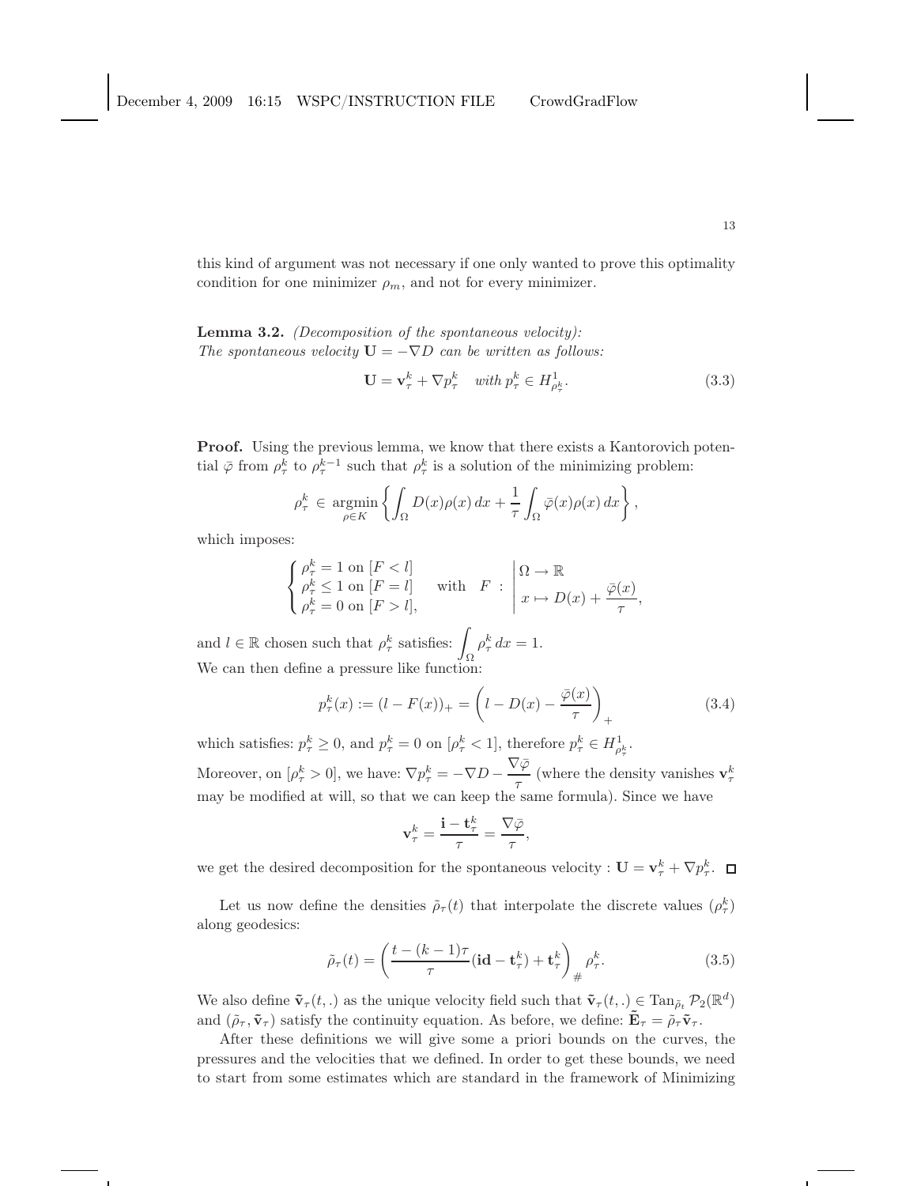this kind of argument was not necessary if one only wanted to prove this optimality condition for one minimizer $\rho_m$, and not for every minimizer.

**Lemma 3.2.** *(Decomposition of the spontaneous velocity): The spontaneous velocity $\mathbf{U} = -\nabla D$ can be written as follows:*

$$\mathbf{U} = \mathbf{v}_\tau^k + \nabla p_\tau^k \quad \text{with } p_\tau^k \in H^1_{\rho_\tau^k}. \tag{3.3}$$

**Proof.** Using the previous lemma, we know that there exists a Kantorovich potential $\bar{\varphi}$ from $\rho_\tau^k$ to $\rho_\tau^{k-1}$ such that $\rho_\tau^k$ is a solution of the minimizing problem:

$$\rho_\tau^k \in \operatorname*{argmin}_{\rho \in K} \left\{ \int_\Omega D(x)\rho(x)\,dx + \frac{1}{\tau}\int_\Omega \bar{\varphi}(x)\rho(x)\,dx \right\},$$

which imposes:

$$\begin{cases} \rho_\tau^k = 1 \text{ on } [F < l] \\ \rho_\tau^k \leq 1 \text{ on } [F = l] \\ \rho_\tau^k = 0 \text{ on } [F > l], \end{cases} \quad \text{with} \quad F \; : \; \left| \begin{array}{l} \Omega \to \mathbb{R} \\ x \mapsto D(x) + \dfrac{\bar{\varphi}(x)}{\tau}, \end{array} \right.$$

and $l \in \mathbb{R}$ chosen such that $\rho_\tau^k$ satisfies: $\displaystyle\int_\Omega \rho_\tau^k\,dx = 1$.
We can then define a pressure like function:

$$p_\tau^k(x) := (l - F(x))_+ = \left( l - D(x) - \frac{\bar{\varphi}(x)}{\tau} \right)_+ \tag{3.4}$$

which satisfies: $p_\tau^k \geq 0$, and $p_\tau^k = 0$ on $[\rho_\tau^k < 1]$, therefore $p_\tau^k \in H^1_{\rho_\tau^k}$.
Moreover, on $[\rho_\tau^k > 0]$, we have: $\nabla p_\tau^k = -\nabla D - \dfrac{\nabla \bar{\varphi}}{\tau}$ (where the density vanishes $\mathbf{v}_\tau^k$ may be modified at will, so that we can keep the same formula). Since we have

$$\mathbf{v}_\tau^k = \frac{\mathbf{i} - \mathbf{t}_\tau^k}{\tau} = \frac{\nabla \bar{\varphi}}{\tau},$$

we get the desired decomposition for the spontaneous velocity : $\mathbf{U} = \mathbf{v}_\tau^k + \nabla p_\tau^k$. $\square$

Let us now define the densities $\tilde{\rho}_\tau(t)$ that interpolate the discrete values $(\rho_\tau^k)$ along geodesics:

$$\tilde{\rho}_\tau(t) = \left( \frac{t - (k-1)\tau}{\tau}(\mathbf{id} - \mathbf{t}_\tau^k) + \mathbf{t}_\tau^k \right)_\# \rho_\tau^k. \tag{3.5}$$

We also define $\tilde{\mathbf{v}}_\tau(t,.)$ as the unique velocity field such that $\tilde{\mathbf{v}}_\tau(t,.) \in \mathrm{Tan}_{\tilde{\rho}_t}\,\mathcal{P}_2(\mathbb{R}^d)$ and $(\tilde{\rho}_\tau, \tilde{\mathbf{v}}_\tau)$ satisfy the continuity equation. As before, we define: $\tilde{\mathbf{E}}_\tau = \tilde{\rho}_\tau \tilde{\mathbf{v}}_\tau$.

After these definitions we will give some a priori bounds on the curves, the pressures and the velocities that we defined. In order to get these bounds, we need to start from some estimates which are standard in the framework of Minimizing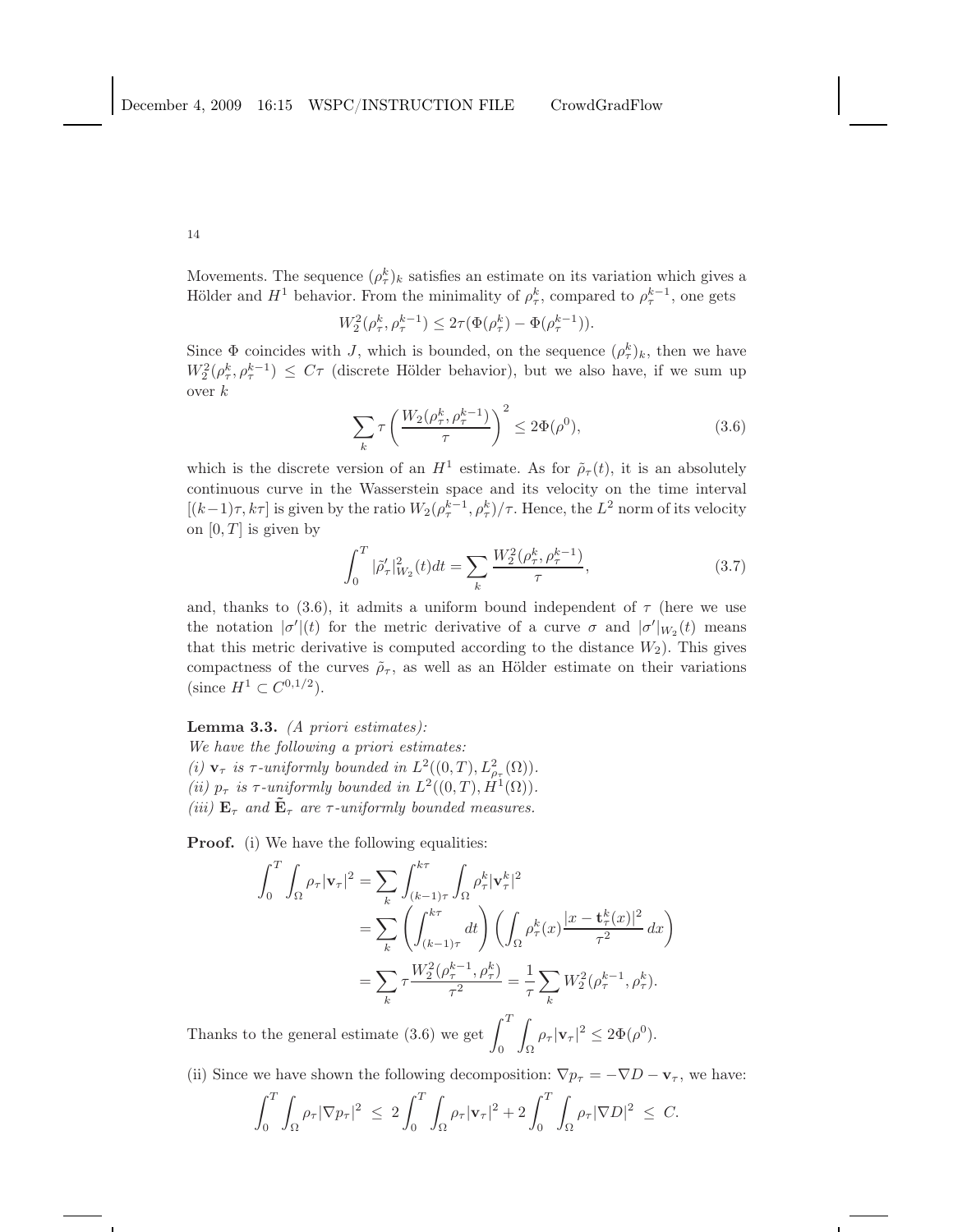Movements. The sequence $(\rho_\tau^k)_k$ satisfies an estimate on its variation which gives a Hölder and $H^1$ behavior. From the minimality of $\rho_\tau^k$, compared to $\rho_\tau^{k-1}$, one gets

$$W_2^2(\rho_\tau^k, \rho_\tau^{k-1}) \leq 2\tau(\Phi(\rho_\tau^k) - \Phi(\rho_\tau^{k-1})).$$

Since $\Phi$ coincides with $J$, which is bounded, on the sequence $(\rho_\tau^k)_k$, then we have $W_2^2(\rho_\tau^k, \rho_\tau^{k-1}) \leq C\tau$ (discrete Hölder behavior), but we also have, if we sum up over $k$

$$\sum_k \tau \left( \frac{W_2(\rho_\tau^k, \rho_\tau^{k-1})}{\tau} \right)^2 \leq 2\Phi(\rho^0), \tag{3.6}$$

which is the discrete version of an $H^1$ estimate. As for $\tilde{\rho}_\tau(t)$, it is an absolutely continuous curve in the Wasserstein space and its velocity on the time interval $[(k-1)\tau, k\tau]$ is given by the ratio $W_2(\rho_\tau^{k-1}, \rho_\tau^k)/\tau$. Hence, the $L^2$ norm of its velocity on $[0,T]$ is given by

$$\int_0^T |\tilde{\rho}_\tau'|_{W_2}^2(t)dt = \sum_k \frac{W_2^2(\rho_\tau^k, \rho_\tau^{k-1})}{\tau}, \tag{3.7}$$

and, thanks to (3.6), it admits a uniform bound independent of $\tau$ (here we use the notation $|\sigma'|(t)$ for the metric derivative of a curve $\sigma$ and $|\sigma'|_{W_2}(t)$ means that this metric derivative is computed according to the distance $W_2$). This gives compactness of the curves $\tilde{\rho}_\tau$, as well as an Hölder estimate on their variations (since $H^1 \subset C^{0,1/2}$).

**Lemma 3.3.** *(A priori estimates):*
*We have the following a priori estimates:*
*(i)* $\mathbf{v}_\tau$ *is* $\tau$*-uniformly bounded in* $L^2((0,T), L^2_{\rho_\tau}(\Omega))$.
*(ii)* $p_\tau$ *is* $\tau$*-uniformly bounded in* $L^2((0,T), H^1(\Omega))$.
*(iii)* $\mathbf{E}_\tau$ *and* $\tilde{\mathbf{E}}_\tau$ *are* $\tau$*-uniformly bounded measures.*

**Proof.** (i) We have the following equalities:

$$\begin{aligned}
\int_0^T \int_\Omega \rho_\tau |\mathbf{v}_\tau|^2 &= \sum_k \int_{(k-1)\tau}^{k\tau} \int_\Omega \rho_\tau^k |\mathbf{v}_\tau^k|^2 \\
&= \sum_k \left( \int_{(k-1)\tau}^{k\tau} dt \right) \left( \int_\Omega \rho_\tau^k(x) \frac{|x - \mathbf{t}_\tau^k(x)|^2}{\tau^2}\, dx \right) \\
&= \sum_k \tau \frac{W_2^2(\rho_\tau^{k-1}, \rho_\tau^k)}{\tau^2} = \frac{1}{\tau} \sum_k W_2^2(\rho_\tau^{k-1}, \rho_\tau^k).
\end{aligned}$$

Thanks to the general estimate (3.6) we get $\displaystyle\int_0^T \int_\Omega \rho_\tau |\mathbf{v}_\tau|^2 \leq 2\Phi(\rho^0)$.

(ii) Since we have shown the following decomposition: $\nabla p_\tau = -\nabla D - \mathbf{v}_\tau$, we have:

$$\int_0^T \int_\Omega \rho_\tau |\nabla p_\tau|^2 \;\leq\; 2\int_0^T \int_\Omega \rho_\tau |\mathbf{v}_\tau|^2 + 2\int_0^T \int_\Omega \rho_\tau |\nabla D|^2 \;\leq\; C.$$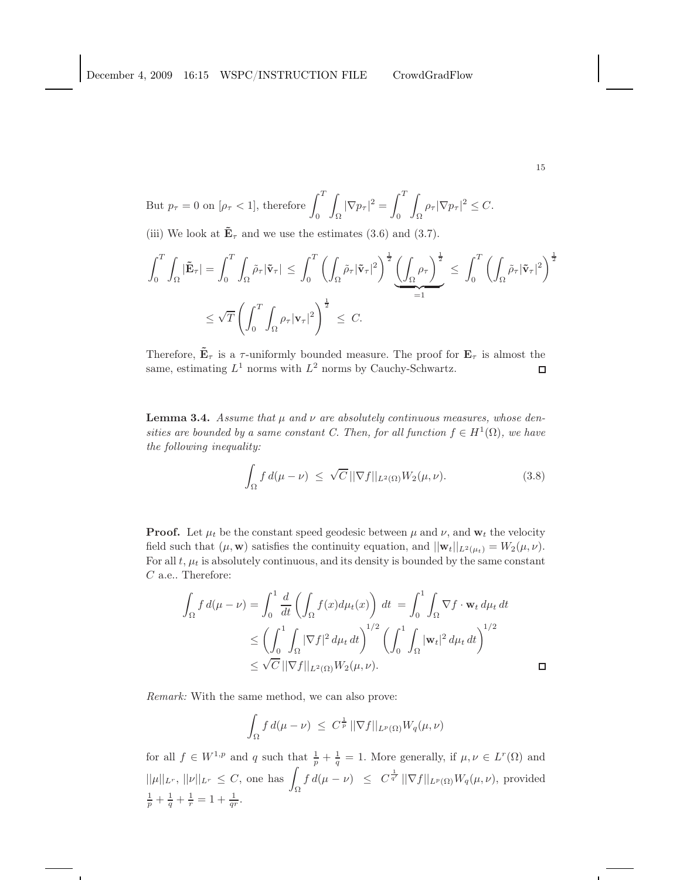But $p_\tau = 0$ on $[\rho_\tau < 1]$, therefore $\displaystyle\int_0^T \int_\Omega |\nabla p_\tau|^2 = \int_0^T \int_\Omega \rho_\tau |\nabla p_\tau|^2 \leq C$.

(iii) We look at $\tilde{\mathbf{E}}_\tau$ and we use the estimates (3.6) and (3.7).

$$\int_0^T \int_\Omega |\tilde{\mathbf{E}}_\tau| = \int_0^T \int_\Omega \tilde{\rho}_\tau |\tilde{\mathbf{v}}_\tau| \leq \int_0^T \left( \int_\Omega \tilde{\rho}_\tau |\tilde{\mathbf{v}}_\tau|^2 \right)^{\frac{1}{2}} \underbrace{\left( \int_\Omega \rho_\tau \right)^{\frac{1}{2}}}_{=1} \leq \int_0^T \left( \int_\Omega \tilde{\rho}_\tau |\tilde{\mathbf{v}}_\tau|^2 \right)^{\frac{1}{2}}$$

$$\leq \sqrt{T} \left( \int_0^T \int_\Omega \rho_\tau |\mathbf{v}_\tau|^2 \right)^{\frac{1}{2}} \leq C.$$

Therefore, $\tilde{\mathbf{E}}_\tau$ is a $\tau$-uniformly bounded measure. The proof for $\mathbf{E}_\tau$ is almost the same, estimating $L^1$ norms with $L^2$ norms by Cauchy-Schwartz. $\square$

**Lemma 3.4.** *Assume that $\mu$ and $\nu$ are absolutely continuous measures, whose densities are bounded by a same constant $C$. Then, for all function $f \in H^1(\Omega)$, we have the following inequality:*

$$\int_\Omega f \, d(\mu - \nu) \leq \sqrt{C} \, ||\nabla f||_{L^2(\Omega)} W_2(\mu, \nu). \tag{3.8}$$

**Proof.** Let $\mu_t$ be the constant speed geodesic between $\mu$ and $\nu$, and $\mathbf{w}_t$ the velocity field such that $(\mu, \mathbf{w})$ satisfies the continuity equation, and $||\mathbf{w}_t||_{L^2(\mu_t)} = W_2(\mu, \nu)$. For all $t$, $\mu_t$ is absolutely continuous, and its density is bounded by the same constant $C$ a.e.. Therefore:

$$\begin{aligned}
\int_\Omega f \, d(\mu - \nu) &= \int_0^1 \frac{d}{dt} \left( \int_\Omega f(x) d\mu_t(x) \right) \, dt \; = \int_0^1 \int_\Omega \nabla f \cdot \mathbf{w}_t \, d\mu_t \, dt \\
&\leq \left( \int_0^1 \int_\Omega |\nabla f|^2 \, d\mu_t \, dt \right)^{1/2} \left( \int_0^1 \int_\Omega |\mathbf{w}_t|^2 \, d\mu_t \, dt \right)^{1/2} \\
&\leq \sqrt{C} \, ||\nabla f||_{L^2(\Omega)} W_2(\mu, \nu).
\end{aligned}$$

$\square$

*Remark:* With the same method, we can also prove:

$$\int_\Omega f \, d(\mu - \nu) \leq C^{\frac{1}{p}} \, ||\nabla f||_{L^p(\Omega)} W_q(\mu, \nu)$$

for all $f \in W^{1,p}$ and $q$ such that $\frac{1}{p} + \frac{1}{q} = 1$. More generally, if $\mu, \nu \in L^r(\Omega)$ and $||\mu||_{L^r}, ||\nu||_{L^r} \leq C$, one has $\displaystyle\int_\Omega f \, d(\mu - \nu) \leq C^{\frac{1}{q'}} \, ||\nabla f||_{L^p(\Omega)} W_q(\mu, \nu)$, provided $\frac{1}{p} + \frac{1}{q} + \frac{1}{r} = 1 + \frac{1}{qr}$.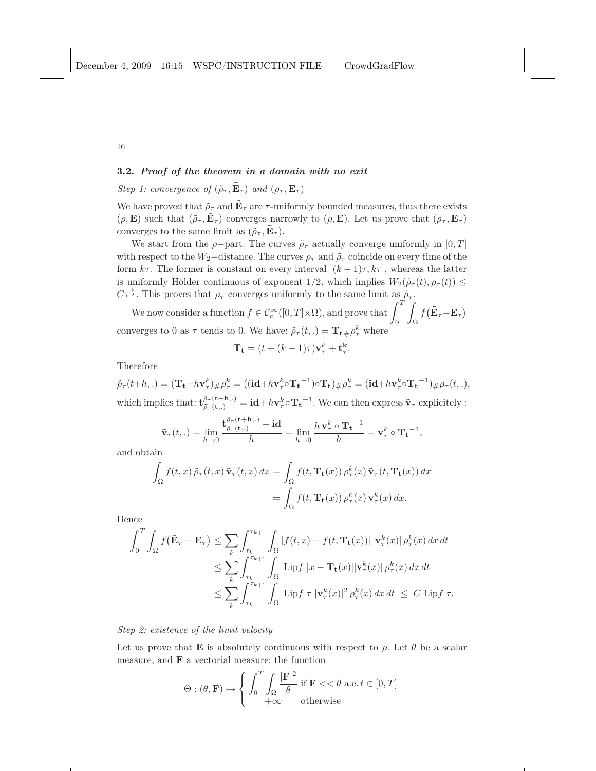### 3.2. *Proof of the theorem in a domain with no exit*

*Step 1: convergence of* $(\tilde{\rho}_\tau, \tilde{\mathbf{E}}_\tau)$ *and* $(\rho_\tau, \mathbf{E}_\tau)$

We have proved that $\tilde{\rho}_\tau$ and $\tilde{\mathbf{E}}_\tau$ are $\tau$-uniformly bounded measures, thus there exists $(\rho, \mathbf{E})$ such that $(\tilde{\rho}_\tau, \tilde{\mathbf{E}}_\tau)$ converges narrowly to $(\rho, \mathbf{E})$. Let us prove that $(\rho_\tau, \mathbf{E}_\tau)$ converges to the same limit as $(\tilde{\rho}_\tau, \tilde{\mathbf{E}}_\tau)$.

We start from the $\rho-$part. The curves $\tilde{\rho}_\tau$ actually converge uniformly in $[0, T]$ with respect to the $W_2-$distance. The curves $\rho_\tau$ and $\tilde{\rho}_\tau$ coincide on every time of the form $k\tau$. The former is constant on every interval $](k-1)\tau, k\tau]$, whereas the latter is uniformly Hölder continuous of exponent $1/2$, which implies $W_2(\tilde{\rho}_\tau(t), \rho_\tau(t)) \leq C\tau^{\frac{1}{2}}$. This proves that $\rho_\tau$ converges uniformly to the same limit as $\tilde{\rho}_\tau$.

We now consider a function $f \in \mathcal{C}_c^\infty([0,T]\times\Omega)$, and prove that $\displaystyle\int_0^T \int_\Omega f\big(\tilde{\mathbf{E}}_\tau - \mathbf{E}_\tau\big)$ converges to 0 as $\tau$ tends to 0. We have: $\tilde{\rho}_\tau(t,.) = \mathbf{T_t}{}_\# \rho_\tau^k$ where

$$\mathbf{T_t} = (t-(k-1)\tau)\mathbf{v}_\tau^k + \mathbf{t}_\tau^\mathbf{k}.$$

Therefore

$$\tilde{\rho}_\tau(t+h,.) = (\mathbf{T_t}+h\mathbf{v}_\tau^k)_\# \rho_\tau^k = ((\mathbf{id}+h\mathbf{v}_\tau^k\circ\mathbf{T_t}^{-1})\circ\mathbf{T_t})_\#\rho_\tau^k = (\mathbf{id}+h\mathbf{v}_\tau^k\circ\mathbf{T_t}^{-1})_\#\rho_\tau(t,.),$$

which implies that: $\mathbf{t}_{\tilde{\rho}_\tau(\mathbf{t},.)}^{\tilde{\rho}_\tau(\mathbf{t}+\mathbf{h},.)} = \mathbf{id}+h\mathbf{v}_\tau^k\circ\mathbf{T_t}^{-1}$. We can then express $\tilde{\mathbf{v}}_\tau$ explicitely :

$$\tilde{\mathbf{v}}_\tau(t,.) = \lim_{h\to 0}\frac{\mathbf{t}_{\tilde{\rho}_\tau(\mathbf{t},.)}^{\tilde{\rho}_\tau(\mathbf{t}+\mathbf{h},.)} - \mathbf{id}}{h} = \lim_{h\to 0}\frac{h\,\mathbf{v}_\tau^k\circ\mathbf{T_t}^{-1}}{h} = \mathbf{v}_\tau^k\circ\mathbf{T_t}^{-1},$$

and obtain

$$\begin{aligned}
\int_\Omega f(t,x)\,\tilde{\rho}_\tau(t,x)\,\tilde{\mathbf{v}}_\tau(t,x)\,dx &= \int_\Omega f(t,\mathbf{T_t}(x))\,\rho_\tau^k(x)\,\tilde{\mathbf{v}}_\tau(t,\mathbf{T_t}(x))\,dx \\
&= \int_\Omega f(t,\mathbf{T_t}(x))\,\rho_\tau^k(x)\,\mathbf{v}_\tau^k(x)\,dx.
\end{aligned}$$

Hence

$$\begin{aligned}
\int_0^T\int_\Omega f\big(\tilde{\mathbf{E}}_\tau - \mathbf{E}_\tau\big) &\leq \sum_k \int_{\tau_k}^{\tau_{k+1}}\int_\Omega |f(t,x) - f(t,\mathbf{T_t}(x))|\,|\mathbf{v}_\tau^k(x)|\,\rho_\tau^k(x)\,dx\,dt \\
&\leq \sum_k \int_{\tau_k}^{\tau_{k+1}}\int_\Omega \mathrm{Lip}f\;|x-\mathbf{T_t}(x)||\mathbf{v}_\tau^k(x)|\,\rho_\tau^k(x)\,dx\,dt \\
&\leq \sum_k \int_{\tau_k}^{\tau_{k+1}}\int_\Omega \mathrm{Lip}f\;\tau\,|\mathbf{v}_\tau^k(x)|^2\,\rho_\tau^k(x)\,dx\,dt \;\leq\; C\;\mathrm{Lip}f\;\tau.
\end{aligned}$$

*Step 2: existence of the limit velocity*

Let us prove that $\mathbf{E}$ is absolutely continuous with respect to $\rho$. Let $\theta$ be a scalar measure, and $\mathbf{F}$ a vectorial measure: the function

$$\Theta : (\theta, \mathbf{F}) \mapsto \left\{ \begin{array}{ll} \displaystyle\int_0^T\int_\Omega \frac{|\mathbf{F}|^2}{\theta} & \text{if } \mathbf{F} << \theta \text{ a.e. } t\in[0,T] \\ +\infty & \text{otherwise} \end{array}\right.$$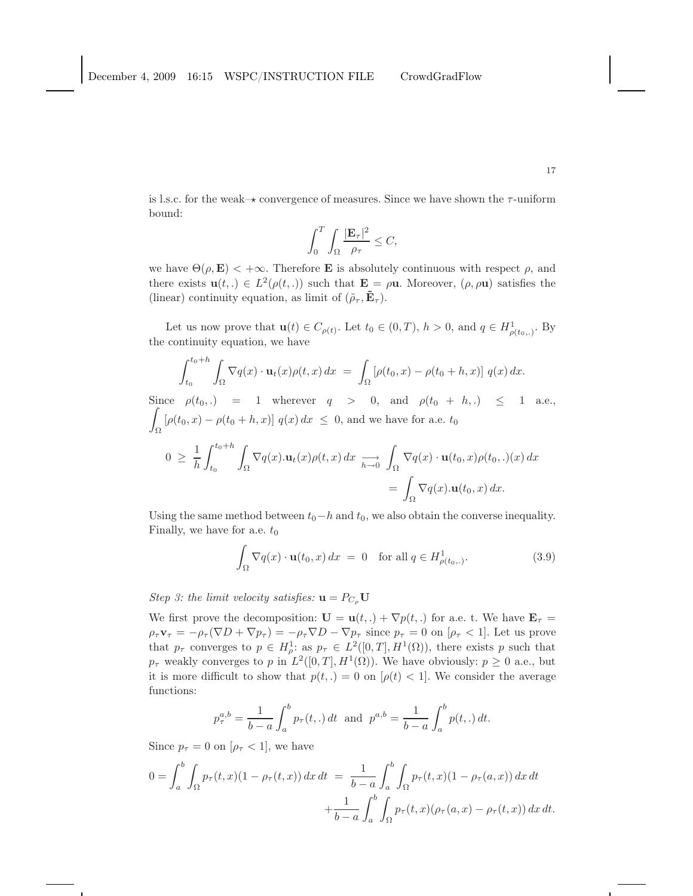is l.s.c. for the weak$-\star$ convergence of measures. Since we have shown the $\tau$-uniform bound:

$$\int_0^T \int_\Omega \frac{|\mathbf{E}_\tau|^2}{\rho_\tau} \leq C,$$

we have $\Theta(\rho, \mathbf{E}) < +\infty$. Therefore $\mathbf{E}$ is absolutely continuous with respect $\rho$, and there exists $\mathbf{u}(t,.) \in L^2(\rho(t,.))$ such that $\mathbf{E} = \rho\mathbf{u}$. Moreover, $(\rho, \rho\mathbf{u})$ satisfies the (linear) continuity equation, as limit of $(\tilde{\rho}_\tau, \tilde{\mathbf{E}}_\tau)$.

Let us now prove that $\mathbf{u}(t) \in C_{\rho(t)}$. Let $t_0 \in (0,T)$, $h > 0$, and $q \in H^1_{\rho(t_0,.)}$. By the continuity equation, we have

$$\int_{t_0}^{t_0+h} \int_\Omega \nabla q(x) \cdot \mathbf{u}_t(x) \rho(t,x)\, dx \;=\; \int_\Omega \left[\rho(t_0,x) - \rho(t_0+h,x)\right] q(x)\, dx.$$

Since $\rho(t_0,.) = 1$ wherever $q > 0$, and $\rho(t_0+h,.) \leq 1$ a.e., $\displaystyle\int_\Omega \left[\rho(t_0,x) - \rho(t_0+h,x)\right] q(x)\, dx \leq 0$, and we have for a.e. $t_0$

$$\begin{aligned} 0 \;\geq\; \frac{1}{h}\int_{t_0}^{t_0+h} \int_\Omega \nabla q(x).\mathbf{u}_t(x)\rho(t,x)\, dx \;\underset{h\to 0}{\longrightarrow}\; \int_\Omega \nabla q(x) \cdot \mathbf{u}(t_0,x)\rho(t_0,.)(x)\, dx \\ = \int_\Omega \nabla q(x).\mathbf{u}(t_0,x)\, dx. \end{aligned}$$

Using the same method between $t_0 - h$ and $t_0$, we also obtain the converse inequality. Finally, we have for a.e. $t_0$

$$\int_\Omega \nabla q(x) \cdot \mathbf{u}(t_0,x)\, dx \;=\; 0 \quad \text{for all } q \in H^1_{\rho(t_0,.)}. \tag{3.9}$$

*Step 3: the limit velocity satisfies: $\mathbf{u} = P_{C_\rho}\mathbf{U}$*

We first prove the decomposition: $\mathbf{U} = \mathbf{u}(t,.) + \nabla p(t,.)$ for a.e. t. We have $\mathbf{E}_\tau = \rho_\tau \mathbf{v}_\tau = -\rho_\tau(\nabla D + \nabla p_\tau) = -\rho_\tau \nabla D - \nabla p_\tau$ since $p_\tau = 0$ on $[\rho_\tau < 1]$. Let us prove that $p_\tau$ converges to $p \in H^1_\rho$: as $p_\tau \in L^2([0,T], H^1(\Omega))$, there exists $p$ such that $p_\tau$ weakly converges to $p$ in $L^2([0,T], H^1(\Omega))$. We have obviously: $p \geq 0$ a.e., but it is more difficult to show that $p(t,.) = 0$ on $[\rho(t) < 1]$. We consider the average functions:

$$p_\tau^{a,b} = \frac{1}{b-a}\int_a^b p_\tau(t,.)\, dt \;\text{ and }\; p^{a,b} = \frac{1}{b-a}\int_a^b p(t,.)\, dt.$$

Since $p_\tau = 0$ on $[\rho_\tau < 1]$, we have

$$\begin{aligned} 0 = \int_a^b \int_\Omega p_\tau(t,x)(1-\rho_\tau(t,x))\, dx\, dt \;=\; \frac{1}{b-a}\int_a^b \int_\Omega p_\tau(t,x)(1-\rho_\tau(a,x))\, dx\, dt \\ + \frac{1}{b-a}\int_a^b \int_\Omega p_\tau(t,x)(\rho_\tau(a,x) - \rho_\tau(t,x))\, dx\, dt. \end{aligned}$$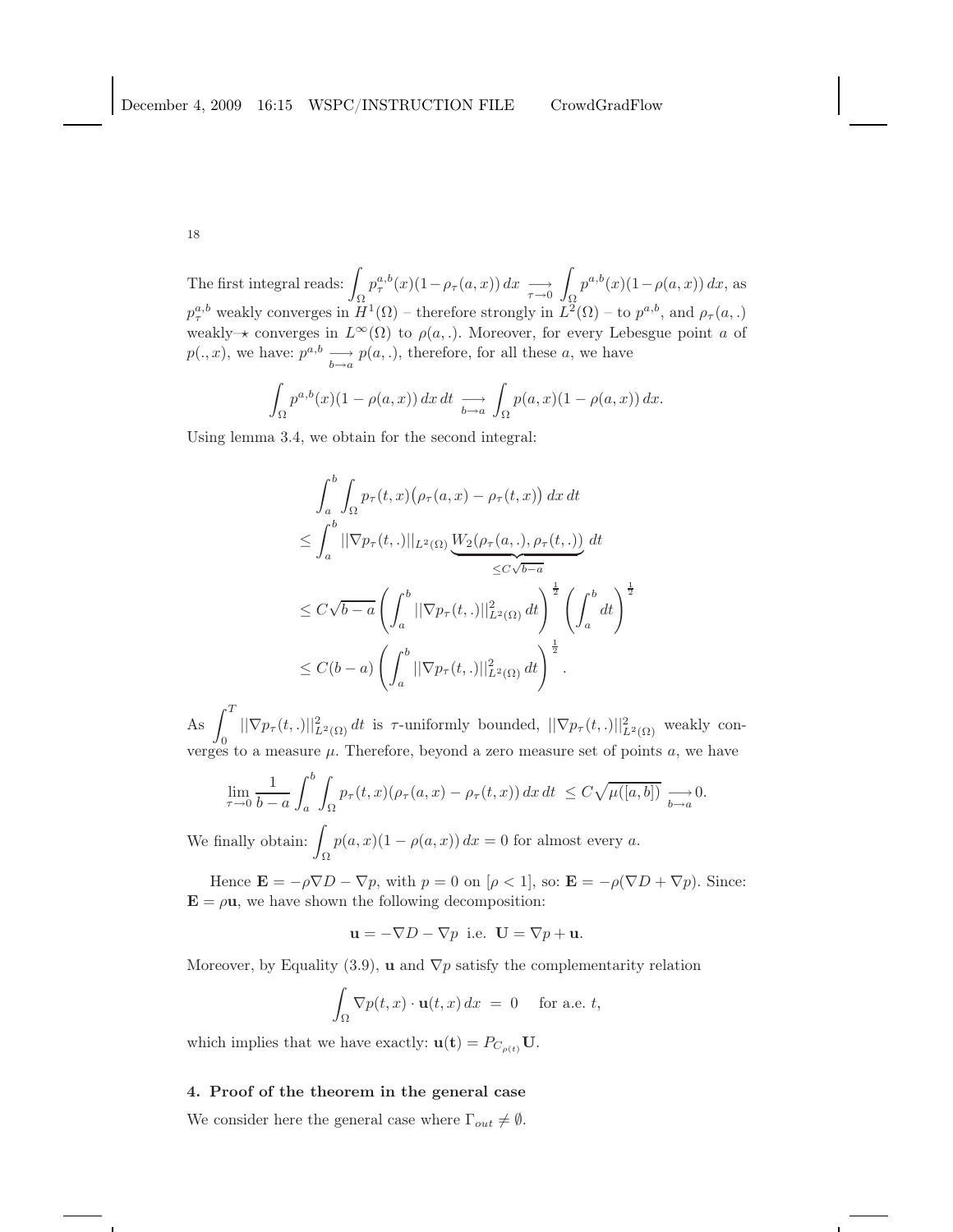The first integral reads: $\displaystyle\int_\Omega p_\tau^{a,b}(x)(1-\rho_\tau(a,x))\,dx \underset{\tau\to 0}{\longrightarrow} \int_\Omega p^{a,b}(x)(1-\rho(a,x))\,dx$, as $p_\tau^{a,b}$ weakly converges in $H^1(\Omega)$ – therefore strongly in $L^2(\Omega)$ – to $p^{a,b}$, and $\rho_\tau(a,.)$ weakly–$\star$ converges in $L^\infty(\Omega)$ to $\rho(a,.)$. Moreover, for every Lebesgue point $a$ of $p(.,x)$, we have: $p^{a,b} \underset{b\to a}{\longrightarrow} p(a,.)$, therefore, for all these $a$, we have

$$\int_\Omega p^{a,b}(x)(1-\rho(a,x))\,dx\,dt \underset{b\to a}{\longrightarrow} \int_\Omega p(a,x)(1-\rho(a,x))\,dx.$$

Using lemma 3.4, we obtain for the second integral:

$$\begin{aligned}
&\int_a^b \int_\Omega p_\tau(t,x)\big(\rho_\tau(a,x)-\rho_\tau(t,x)\big)\,dx\,dt \\
&\le \int_a^b ||\nabla p_\tau(t,.)||_{L^2(\Omega)} \underbrace{W_2(\rho_\tau(a,.),\rho_\tau(t,.))}_{\le C\sqrt{b-a}}\,dt \\
&\le C\sqrt{b-a}\left(\int_a^b ||\nabla p_\tau(t,.)||^2_{L^2(\Omega)}\,dt\right)^{\frac12}\left(\int_a^b dt\right)^{\frac12} \\
&\le C(b-a)\left(\int_a^b ||\nabla p_\tau(t,.)||^2_{L^2(\Omega)}\,dt\right)^{\frac12}.
\end{aligned}$$

As $\displaystyle\int_0^T ||\nabla p_\tau(t,.)||^2_{L^2(\Omega)}\,dt$ is $\tau$-uniformly bounded, $||\nabla p_\tau(t,.)||^2_{L^2(\Omega)}$ weakly converges to a measure $\mu$. Therefore, beyond a zero measure set of points $a$, we have

$$\lim_{\tau\to 0}\frac{1}{b-a}\int_a^b\int_\Omega p_\tau(t,x)(\rho_\tau(a,x)-\rho_\tau(t,x))\,dx\,dt \;\le C\sqrt{\mu([a,b])} \underset{b\to a}{\longrightarrow} 0.$$

We finally obtain: $\displaystyle\int_\Omega p(a,x)(1-\rho(a,x))\,dx = 0$ for almost every $a$.

Hence $\mathbf{E} = -\rho\nabla D - \nabla p$, with $p=0$ on $[\rho<1]$, so: $\mathbf{E} = -\rho(\nabla D + \nabla p)$. Since: $\mathbf{E} = \rho\mathbf{u}$, we have shown the following decomposition:

$$\mathbf{u} = -\nabla D - \nabla p \;\text{ i.e. }\; \mathbf{U} = \nabla p + \mathbf{u}.$$

Moreover, by Equality (3.9), $\mathbf{u}$ and $\nabla p$ satisfy the complementarity relation

$$\int_\Omega \nabla p(t,x)\cdot\mathbf{u}(t,x)\,dx \;=\; 0 \quad \text{ for a.e. } t,$$

which implies that we have exactly: $\mathbf{u}(\mathbf{t}) = P_{C_{\rho(t)}}\mathbf{U}$.

## 4. Proof of the theorem in the general case

We consider here the general case where $\Gamma_{out} \neq \emptyset$.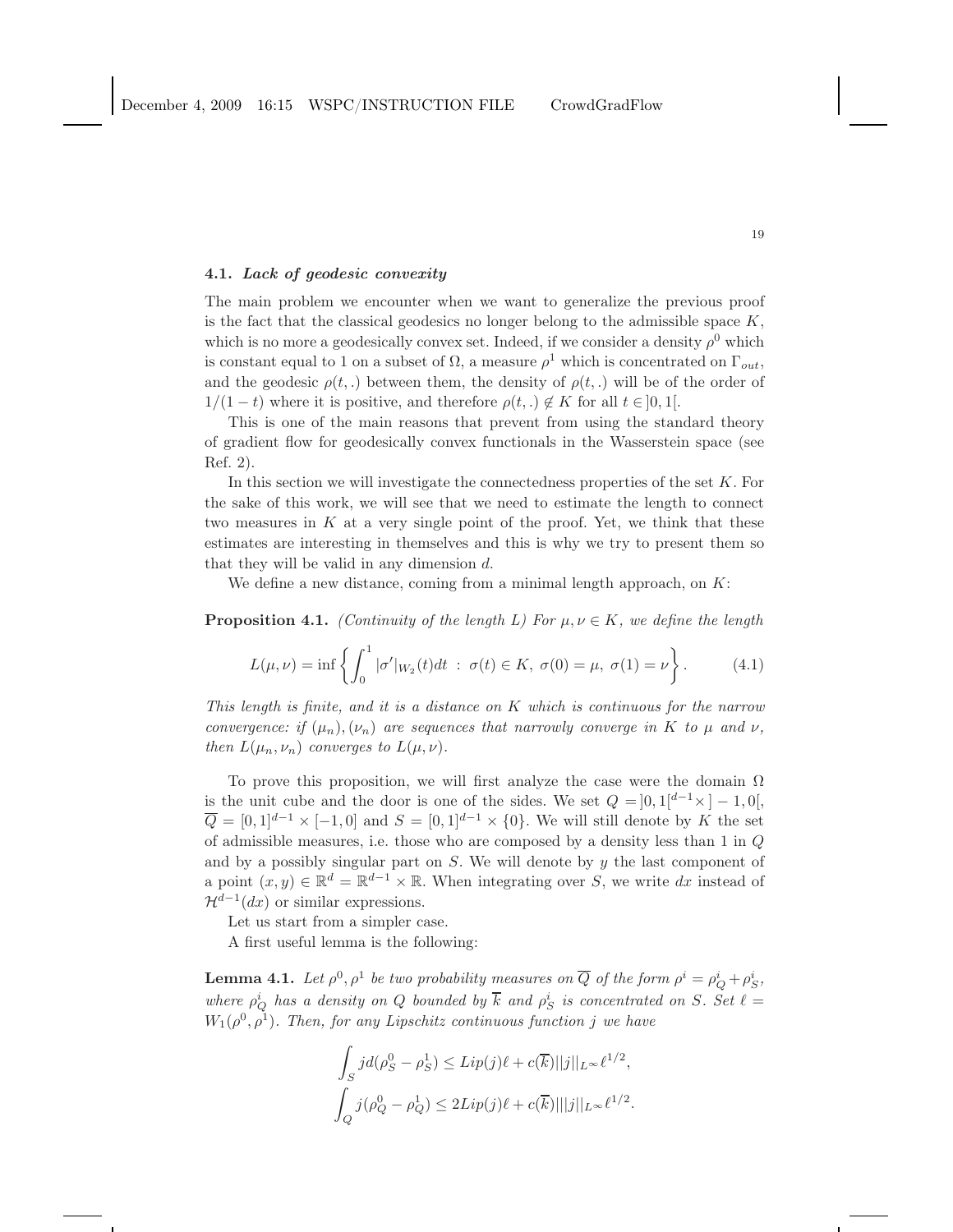### 4.1. *Lack of geodesic convexity*

The main problem we encounter when we want to generalize the previous proof is the fact that the classical geodesics no longer belong to the admissible space $K$, which is no more a geodesically convex set. Indeed, if we consider a density $\rho^0$ which is constant equal to 1 on a subset of $\Omega$, a measure $\rho^1$ which is concentrated on $\Gamma_{out}$, and the geodesic $\rho(t,.)$ between them, the density of $\rho(t,.)$ will be of the order of $1/(1-t)$ where it is positive, and therefore $\rho(t,.) \notin K$ for all $t \in ]0,1[$.

This is one of the main reasons that prevent from using the standard theory of gradient flow for geodesically convex functionals in the Wasserstein space (see Ref. 2).

In this section we will investigate the connectedness properties of the set $K$. For the sake of this work, we will see that we need to estimate the length to connect two measures in $K$ at a very single point of the proof. Yet, we think that these estimates are interesting in themselves and this is why we try to present them so that they will be valid in any dimension $d$.

We define a new distance, coming from a minimal length approach, on $K$:

**Proposition 4.1.** *(Continuity of the length $L$) For $\mu, \nu \in K$, we define the length*

$$L(\mu,\nu) = \inf\left\{ \int_0^1 |\sigma'|_{W_2}(t)dt \ : \ \sigma(t) \in K, \ \sigma(0) = \mu, \ \sigma(1) = \nu \right\}. \tag{4.1}$$

*This length is finite, and it is a distance on $K$ which is continuous for the narrow convergence: if $(\mu_n), (\nu_n)$ are sequences that narrowly converge in $K$ to $\mu$ and $\nu$, then $L(\mu_n, \nu_n)$ converges to $L(\mu,\nu)$.*

To prove this proposition, we will first analyze the case were the domain $\Omega$ is the unit cube and the door is one of the sides. We set $Q = ]0,1[^{d-1} \times ]-1,0[$, $\overline{Q} = [0,1]^{d-1} \times [-1,0]$ and $S = [0,1]^{d-1} \times \{0\}$. We will still denote by $K$ the set of admissible measures, i.e. those who are composed by a density less than 1 in $Q$ and by a possibly singular part on $S$. We will denote by $y$ the last component of a point $(x,y) \in \mathbb{R}^d = \mathbb{R}^{d-1} \times \mathbb{R}$. When integrating over $S$, we write $dx$ instead of $\mathcal{H}^{d-1}(dx)$ or similar expressions.

Let us start from a simpler case.

A first useful lemma is the following:

**Lemma 4.1.** *Let $\rho^0, \rho^1$ be two probability measures on $\overline{Q}$ of the form $\rho^i = \rho^i_Q + \rho^i_S$, where $\rho^i_Q$ has a density on $Q$ bounded by $\overline{k}$ and $\rho^i_S$ is concentrated on $S$. Set $\ell = W_1(\rho^0, \rho^1)$. Then, for any Lipschitz continuous function $j$ we have*

$$\int_S j d(\rho^0_S - \rho^1_S) \leq Lip(j)\ell + c(\overline{k})||j||_{L^\infty}\ell^{1/2},$$

$$\int_Q j(\rho^0_Q - \rho^1_Q) \leq 2Lip(j)\ell + c(\overline{k})|||j||_{L^\infty}\ell^{1/2}.$$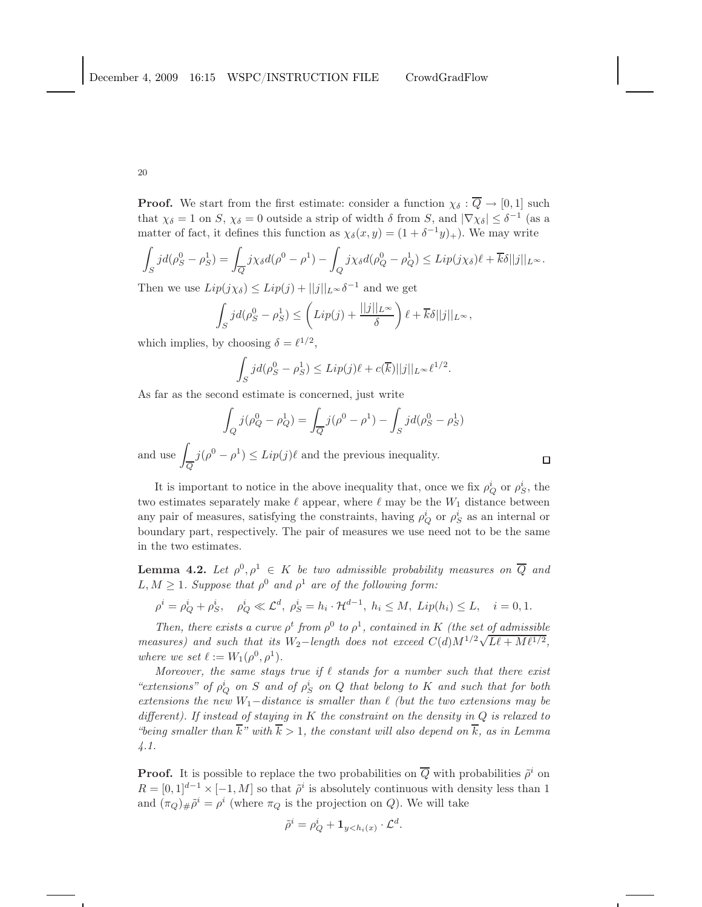**Proof.** We start from the first estimate: consider a function $\chi_\delta : \overline{Q} \to [0,1]$ such that $\chi_\delta = 1$ on $S$, $\chi_\delta = 0$ outside a strip of width $\delta$ from $S$, and $|\nabla \chi_\delta| \leq \delta^{-1}$ (as a matter of fact, it defines this function as $\chi_\delta(x,y) = (1+\delta^{-1}y)_+$). We may write

$$\int_S j d(\rho^0_S - \rho^1_S) = \int_{\overline{Q}} j\chi_\delta d(\rho^0 - \rho^1) - \int_Q j\chi_\delta d(\rho^0_Q - \rho^1_Q) \leq Lip(j\chi_\delta)\ell + \overline{k}\delta ||j||_{L^\infty}.$$

Then we use $Lip(j\chi_\delta) \leq Lip(j) + ||j||_{L^\infty}\delta^{-1}$ and we get

$$\int_S j d(\rho^0_S - \rho^1_S) \leq \left( Lip(j) + \frac{||j||_{L^\infty}}{\delta} \right) \ell + \overline{k}\delta ||j||_{L^\infty},$$

which implies, by choosing $\delta = \ell^{1/2}$,

$$\int_S j d(\rho^0_S - \rho^1_S) \leq Lip(j)\ell + c(\overline{k})||j||_{L^\infty}\ell^{1/2}.$$

As far as the second estimate is concerned, just write

$$\int_Q j(\rho^0_Q - \rho^1_Q) = \int_{\overline{Q}} j(\rho^0 - \rho^1) - \int_S j d(\rho^0_S - \rho^1_S)$$

and use $\int_{\overline{Q}} j(\rho^0 - \rho^1) \leq Lip(j)\ell$ and the previous inequality. $\square$

It is important to notice in the above inequality that, once we fix $\rho^i_Q$ or $\rho^i_S$, the two estimates separately make $\ell$ appear, where $\ell$ may be the $W_1$ distance between any pair of measures, satisfying the constraints, having $\rho^i_Q$ or $\rho^i_S$ as an internal or boundary part, respectively. The pair of measures we use need not to be the same in the two estimates.

**Lemma 4.2.** *Let $\rho^0, \rho^1 \in K$ be two admissible probability measures on $\overline{Q}$ and $L, M \geq 1$. Suppose that $\rho^0$ and $\rho^1$ are of the following form:*

$$\rho^i = \rho^i_Q + \rho^i_S, \quad \rho^i_Q \ll \mathcal{L}^d,\ \rho^i_S = h_i \cdot \mathcal{H}^{d-1},\ h_i \leq M,\ Lip(h_i) \leq L, \quad i = 0, 1.$$

*Then, there exists a curve $\rho^t$ from $\rho^0$ to $\rho^1$, contained in $K$ (the set of admissible measures) and such that its $W_2-$length does not exceed $C(d)M^{1/2}\sqrt{L\ell + M\ell^{1/2}}$, where we set $\ell := W_1(\rho^0, \rho^1)$.*

*Moreover, the same stays true if $\ell$ stands for a number such that there exist "extensions" of $\rho^i_Q$ on $S$ and of $\rho^i_S$ on $Q$ that belong to $K$ and such that for both extensions the new $W_1-$distance is smaller than $\ell$ (but the two extensions may be different). If instead of staying in $K$ the constraint on the density in $Q$ is relaxed to "being smaller than $\overline{k}$" with $\overline{k} > 1$, the constant will also depend on $\overline{k}$, as in Lemma 4.1.*

**Proof.** It is possible to replace the two probabilities on $\overline{Q}$ with probabilities $\tilde{\rho}^i$ on $R = [0,1]^{d-1} \times [-1, M]$ so that $\tilde{\rho}^i$ is absolutely continuous with density less than 1 and $(\pi_Q)_\#\tilde{\rho}^i = \rho^i$ (where $\pi_Q$ is the projection on $Q$). We will take

$$\tilde{\rho}^i = \rho^i_Q + \mathbf{1}_{y<h_i(x)} \cdot \mathcal{L}^d.$$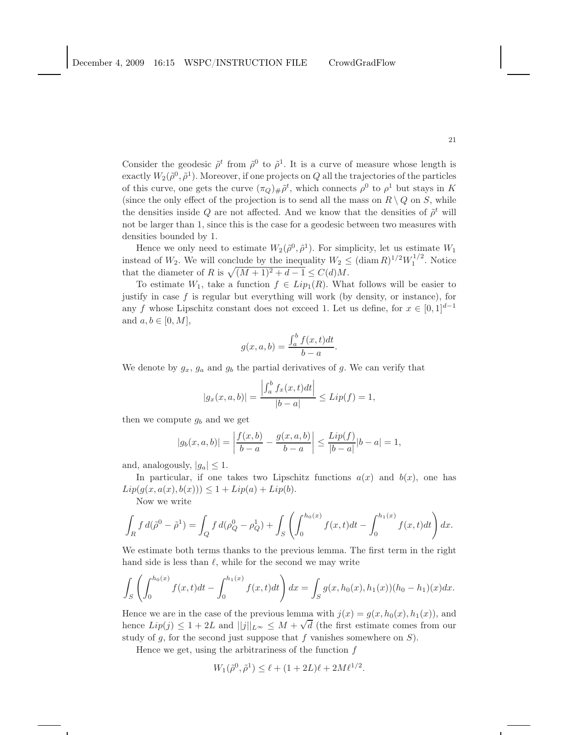Consider the geodesic $\tilde{\rho}^t$ from $\tilde{\rho}^0$ to $\tilde{\rho}^1$. It is a curve of measure whose length is exactly $W_2(\tilde{\rho}^0, \tilde{\rho}^1)$. Moreover, if one projects on $Q$ all the trajectories of the particles of this curve, one gets the curve $(\pi_Q)_\# \tilde{\rho}^t$, which connects $\rho^0$ to $\rho^1$ but stays in $K$ (since the only effect of the projection is to send all the mass on $R \setminus Q$ on $S$, while the densities inside $Q$ are not affected. And we know that the densities of $\tilde{\rho}^t$ will not be larger than 1, since this is the case for a geodesic between two measures with densities bounded by 1.

Hence we only need to estimate $W_2(\tilde{\rho}^0, \tilde{\rho}^1)$. For simplicity, let us estimate $W_1$ instead of $W_2$. We will conclude by the inequality $W_2 \leq (\operatorname{diam} R)^{1/2} W_1^{1/2}$. Notice that the diameter of $R$ is $\sqrt{(M+1)^2 + d - 1} \leq C(d)M$.

To estimate $W_1$, take a function $f \in Lip_1(R)$. What follows will be easier to justify in case $f$ is regular but everything will work (by density, or instance), for any $f$ whose Lipschitz constant does not exceed 1. Let us define, for $x \in [0,1]^{d-1}$ and $a, b \in [0, M]$,

$$g(x, a, b) = \frac{\int_a^b f(x,t)dt}{b-a}.$$

We denote by $g_x$, $g_a$ and $g_b$ the partial derivatives of $g$. We can verify that

$$|g_x(x, a, b)| = \frac{\left|\int_a^b f_x(x,t)dt\right|}{|b-a|} \leq Lip(f) = 1,$$

then we compute $g_b$ and we get

$$|g_b(x, a, b)| = \left|\frac{f(x,b)}{b-a} - \frac{g(x,a,b)}{b-a}\right| \leq \frac{Lip(f)}{|b-a|}|b-a| = 1,$$

and, analogously, $|g_a| \leq 1$.

In particular, if one takes two Lipschitz functions $a(x)$ and $b(x)$, one has $Lip(g(x, a(x), b(x))) \leq 1 + Lip(a) + Lip(b)$.

Now we write

$$\int_R f \, d(\tilde{\rho}^0 - \tilde{\rho}^1) = \int_Q f \, d(\rho_Q^0 - \rho_Q^1) + \int_S \left( \int_0^{h_0(x)} f(x,t)dt - \int_0^{h_1(x)} f(x,t)dt \right) dx.$$

We estimate both terms thanks to the previous lemma. The first term in the right hand side is less than $\ell$, while for the second we may write

$$\int_S \left( \int_0^{h_0(x)} f(x,t)dt - \int_0^{h_1(x)} f(x,t)dt \right) dx = \int_S g(x, h_0(x), h_1(x))(h_0 - h_1)(x)dx.$$

Hence we are in the case of the previous lemma with $j(x) = g(x, h_0(x), h_1(x))$, and hence $Lip(j) \leq 1 + 2L$ and $||j||_{L^\infty} \leq M + \sqrt{d}$ (the first estimate comes from our study of $g$, for the second just suppose that $f$ vanishes somewhere on $S$).

Hence we get, using the arbitrariness of the function $f$

$$W_1(\tilde{\rho}^0, \tilde{\rho}^1) \leq \ell + (1 + 2L)\ell + 2M\ell^{1/2}.$$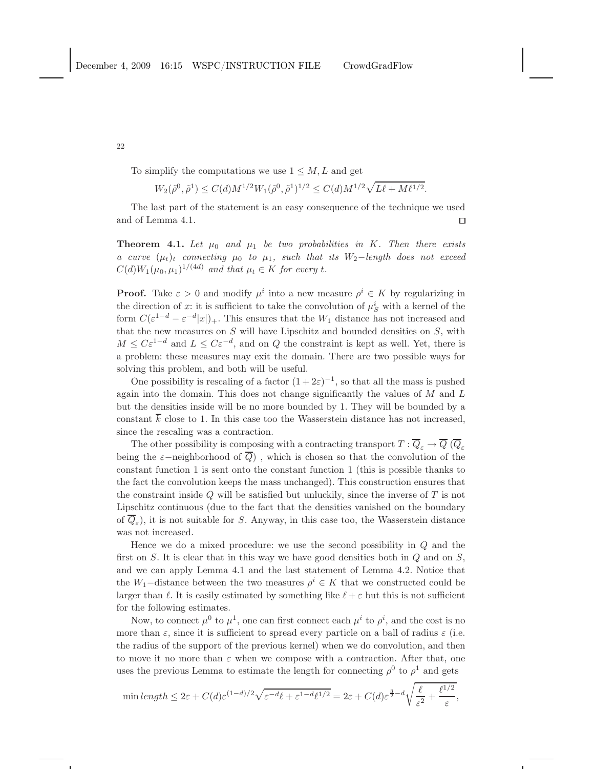To simplify the computations we use $1 \leq M, L$ and get

$$W_2(\tilde{\rho}^0, \tilde{\rho}^1) \leq C(d) M^{1/2} W_1(\tilde{\rho}^0, \tilde{\rho}^1)^{1/2} \leq C(d) M^{1/2} \sqrt{L\ell + M\ell^{1/2}}.$$

The last part of the statement is an easy consequence of the technique we used and of Lemma 4.1. □

**Theorem 4.1.** *Let $\mu_0$ and $\mu_1$ be two probabilities in $K$. Then there exists a curve $(\mu_t)_t$ connecting $\mu_0$ to $\mu_1$, such that its $W_2-$length does not exceed $C(d) W_1(\mu_0, \mu_1)^{1/(4d)}$ and that $\mu_t \in K$ for every $t$.*

**Proof.** Take $\varepsilon > 0$ and modify $\mu^i$ into a new measure $\rho^i \in K$ by regularizing in the direction of $x$: it is sufficient to take the convolution of $\mu^i_S$ with a kernel of the form $C(\varepsilon^{1-d} - \varepsilon^{-d}|x|)_+$. This ensures that the $W_1$ distance has not increased and that the new measures on $S$ will have Lipschitz and bounded densities on $S$, with $M \leq C\varepsilon^{1-d}$ and $L \leq C\varepsilon^{-d}$, and on $Q$ the constraint is kept as well. Yet, there is a problem: these measures may exit the domain. There are two possible ways for solving this problem, and both will be useful.

One possibility is rescaling of a factor $(1+2\varepsilon)^{-1}$, so that all the mass is pushed again into the domain. This does not change significantly the values of $M$ and $L$ but the densities inside will be no more bounded by 1. They will be bounded by a constant $\overline{k}$ close to 1. In this case too the Wasserstein distance has not increased, since the rescaling was a contraction.

The other possibility is composing with a contracting transport $T : \overline{Q}_\varepsilon \to \overline{Q}$ ($\overline{Q}_\varepsilon$ being the $\varepsilon-$neighborhood of $\overline{Q}$) , which is chosen so that the convolution of the constant function 1 is sent onto the constant function 1 (this is possible thanks to the fact the convolution keeps the mass unchanged). This construction ensures that the constraint inside $Q$ will be satisfied but unluckily, since the inverse of $T$ is not Lipschitz continuous (due to the fact that the densities vanished on the boundary of $\overline{Q}_\varepsilon$), it is not suitable for $S$. Anyway, in this case too, the Wasserstein distance was not increased.

Hence we do a mixed procedure: we use the second possibility in $Q$ and the first on $S$. It is clear that in this way we have good densities both in $Q$ and on $S$, and we can apply Lemma 4.1 and the last statement of Lemma 4.2. Notice that the $W_1-$distance between the two measures $\rho^i \in K$ that we constructed could be larger than $\ell$. It is easily estimated by something like $\ell + \varepsilon$ but this is not sufficient for the following estimates.

Now, to connect $\mu^0$ to $\mu^1$, one can first connect each $\mu^i$ to $\rho^i$, and the cost is no more than $\varepsilon$, since it is sufficient to spread every particle on a ball of radius $\varepsilon$ (i.e. the radius of the support of the previous kernel) when we do convolution, and then to move it no more than $\varepsilon$ when we compose with a contraction. After that, one uses the previous Lemma to estimate the length for connecting $\rho^0$ to $\rho^1$ and gets

$$\min length \leq 2\varepsilon + C(d)\varepsilon^{(1-d)/2}\sqrt{\varepsilon^{-d}\ell + \varepsilon^{1-d}\ell^{1/2}} = 2\varepsilon + C(d)\varepsilon^{\frac{3}{2}-d}\sqrt{\frac{\ell}{\varepsilon^2} + \frac{\ell^{1/2}}{\varepsilon}},$$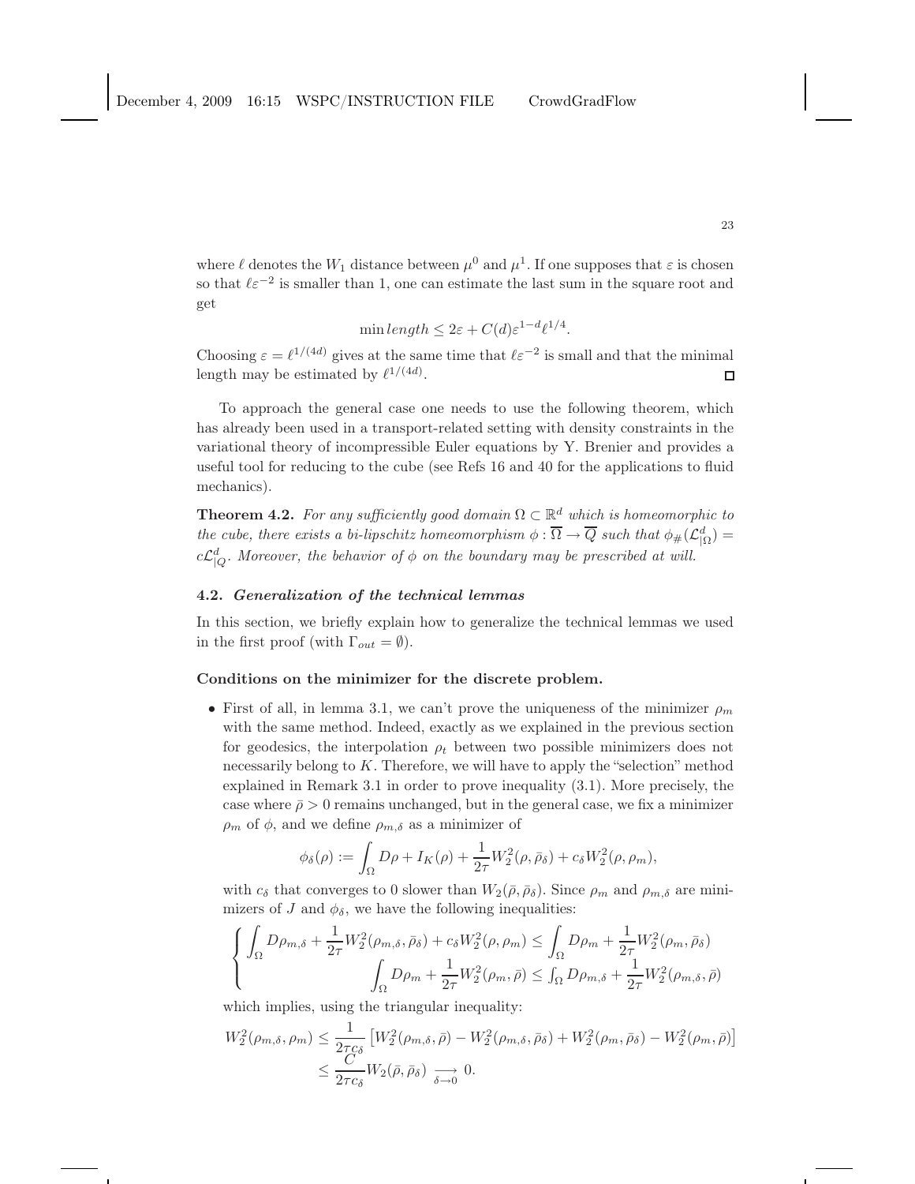where $\ell$ denotes the $W_1$ distance between $\mu^0$ and $\mu^1$. If one supposes that $\varepsilon$ is chosen so that $\ell\varepsilon^{-2}$ is smaller than 1, one can estimate the last sum in the square root and get

$$\min length \leq 2\varepsilon + C(d)\varepsilon^{1-d}\ell^{1/4}.$$

Choosing $\varepsilon = \ell^{1/(4d)}$ gives at the same time that $\ell\varepsilon^{-2}$ is small and that the minimal length may be estimated by $\ell^{1/(4d)}$. $\square$

To approach the general case one needs to use the following theorem, which has already been used in a transport-related setting with density constraints in the variational theory of incompressible Euler equations by Y. Brenier and provides a useful tool for reducing to the cube (see Refs 16 and 40 for the applications to fluid mechanics).

**Theorem 4.2.** *For any sufficiently good domain $\Omega \subset \mathbb{R}^d$ which is homeomorphic to the cube, there exists a bi-lipschitz homeomorphism $\phi : \overline{\Omega} \to \overline{Q}$ such that $\phi_\#(\mathcal{L}^d_{|\Omega}) = c\mathcal{L}^d_{|Q}$. Moreover, the behavior of $\phi$ on the boundary may be prescribed at will.*

### 4.2. *Generalization of the technical lemmas*

In this section, we briefly explain how to generalize the technical lemmas we used in the first proof (with $\Gamma_{out} = \emptyset$).

**Conditions on the minimizer for the discrete problem.**

- First of all, in lemma 3.1, we can't prove the uniqueness of the minimizer $\rho_m$ with the same method. Indeed, exactly as we explained in the previous section for geodesics, the interpolation $\rho_t$ between two possible minimizers does not necessarily belong to $K$. Therefore, we will have to apply the "selection" method explained in Remark 3.1 in order to prove inequality (3.1). More precisely, the case where $\bar{\rho} > 0$ remains unchanged, but in the general case, we fix a minimizer $\rho_m$ of $\phi$, and we define $\rho_{m,\delta}$ as a minimizer of

$$\phi_\delta(\rho) := \int_\Omega D\rho + I_K(\rho) + \frac{1}{2\tau}W_2^2(\rho, \bar{\rho}_\delta) + c_\delta W_2^2(\rho, \rho_m),$$

with $c_\delta$ that converges to 0 slower than $W_2(\bar{\rho}, \bar{\rho}_\delta)$. Since $\rho_m$ and $\rho_{m,\delta}$ are minimizers of $J$ and $\phi_\delta$, we have the following inequalities:

$$\begin{cases} \displaystyle\int_\Omega D\rho_{m,\delta} + \frac{1}{2\tau}W_2^2(\rho_{m,\delta}, \bar{\rho}_\delta) + c_\delta W_2^2(\rho, \rho_m) \leq \int_\Omega D\rho_m + \frac{1}{2\tau}W_2^2(\rho_m, \bar{\rho}_\delta) \\ \displaystyle\int_\Omega D\rho_m + \frac{1}{2\tau}W_2^2(\rho_m, \bar{\rho}) \leq \int_\Omega D\rho_{m,\delta} + \frac{1}{2\tau}W_2^2(\rho_{m,\delta}, \bar{\rho}) \end{cases}$$

which implies, using the triangular inequality:

$$\begin{aligned} W_2^2(\rho_{m,\delta}, \rho_m) &\leq \frac{1}{2\tau c_\delta}\left[W_2^2(\rho_{m,\delta}, \bar{\rho}) - W_2^2(\rho_{m,\delta}, \bar{\rho}_\delta) + W_2^2(\rho_m, \bar{\rho}_\delta) - W_2^2(\rho_m, \bar{\rho})\right] \\ &\leq \frac{C}{2\tau c_\delta}W_2(\bar{\rho}, \bar{\rho}_\delta) \underset{\delta \to 0}{\longrightarrow} 0. \end{aligned}$$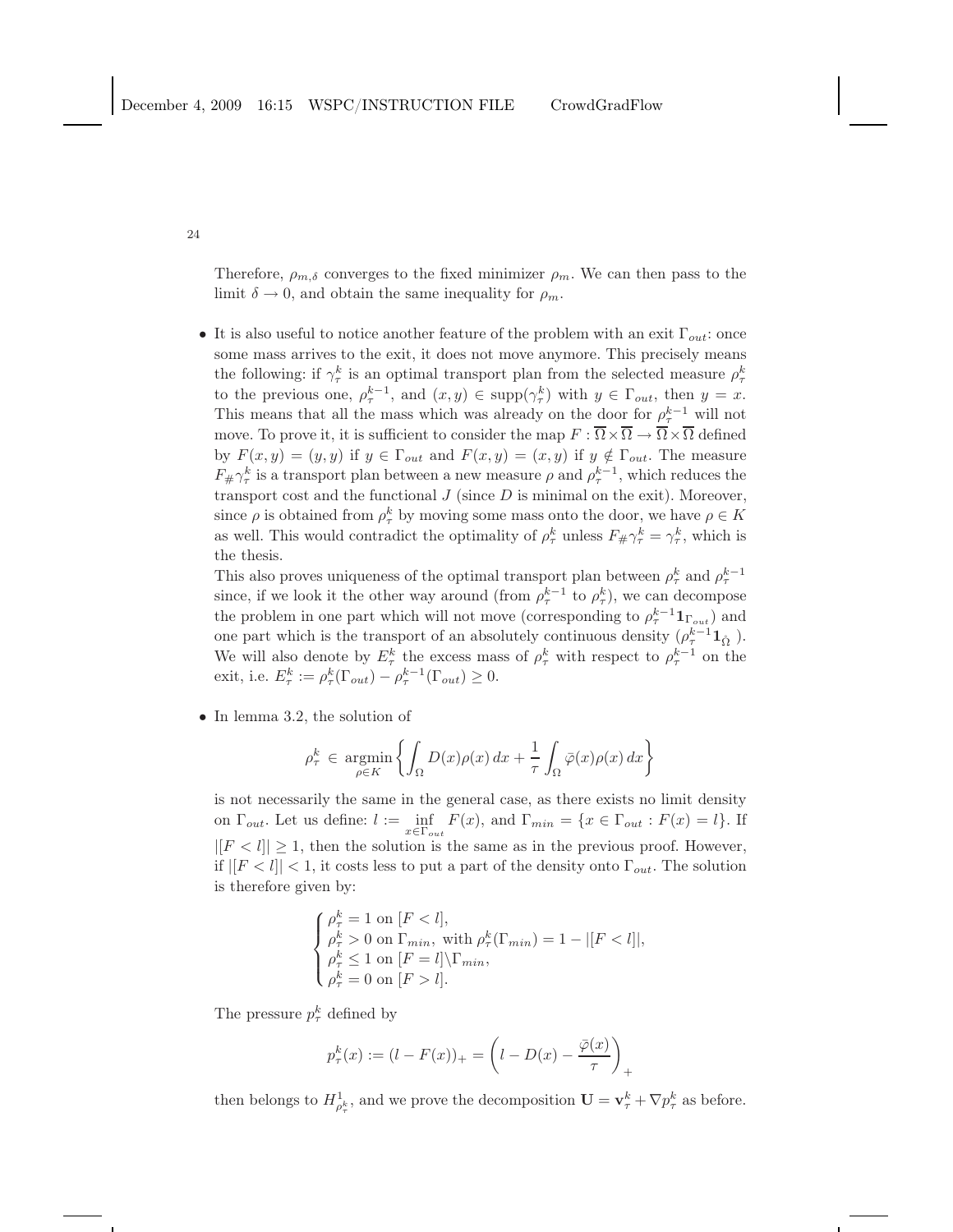Therefore, $\rho_{m,\delta}$ converges to the fixed minimizer $\rho_m$. We can then pass to the limit $\delta \to 0$, and obtain the same inequality for $\rho_m$.

- It is also useful to notice another feature of the problem with an exit $\Gamma_{out}$: once some mass arrives to the exit, it does not move anymore. This precisely means the following: if $\gamma_\tau^k$ is an optimal transport plan from the selected measure $\rho_\tau^k$ to the previous one, $\rho_\tau^{k-1}$, and $(x, y) \in \mathrm{supp}(\gamma_\tau^k)$ with $y \in \Gamma_{out}$, then $y = x$. This means that all the mass which was already on the door for $\rho_\tau^{k-1}$ will not move. To prove it, it is sufficient to consider the map $F : \overline{\Omega} \times \overline{\Omega} \to \overline{\Omega} \times \overline{\Omega}$ defined by $F(x, y) = (y, y)$ if $y \in \Gamma_{out}$ and $F(x, y) = (x, y)$ if $y \notin \Gamma_{out}$. The measure $F_\# \gamma_\tau^k$ is a transport plan between a new measure $\rho$ and $\rho_\tau^{k-1}$, which reduces the transport cost and the functional $J$ (since $D$ is minimal on the exit). Moreover, since $\rho$ is obtained from $\rho_\tau^k$ by moving some mass onto the door, we have $\rho \in K$ as well. This would contradict the optimality of $\rho_\tau^k$ unless $F_\# \gamma_\tau^k = \gamma_\tau^k$, which is the thesis.
  This also proves uniqueness of the optimal transport plan between $\rho_\tau^k$ and $\rho_\tau^{k-1}$ since, if we look it the other way around (from $\rho_\tau^{k-1}$ to $\rho_\tau^k$), we can decompose the problem in one part which will not move (corresponding to $\rho_\tau^{k-1} \mathbf{1}_{\Gamma_{out}}$) and one part which is the transport of an absolutely continuous density ($\rho_\tau^{k-1} \mathbf{1}_{\mathring{\Omega}}$). We will also denote by $E_\tau^k$ the excess mass of $\rho_\tau^k$ with respect to $\rho_\tau^{k-1}$ on the exit, i.e. $E_\tau^k := \rho_\tau^k(\Gamma_{out}) - \rho_\tau^{k-1}(\Gamma_{out}) \geq 0$.

- In lemma 3.2, the solution of

$$\rho_\tau^k \in \underset{\rho \in K}{\mathrm{argmin}} \left\{ \int_\Omega D(x)\rho(x)\, dx + \frac{1}{\tau} \int_\Omega \bar{\varphi}(x)\rho(x)\, dx \right\}$$

  is not necessarily the same in the general case, as there exists no limit density on $\Gamma_{out}$. Let us define: $l := \inf\limits_{x \in \Gamma_{out}} F(x)$, and $\Gamma_{min} = \{x \in \Gamma_{out} : F(x) = l\}$. If $|[F < l]| \geq 1$, then the solution is the same as in the previous proof. However, if $|[F < l]| < 1$, it costs less to put a part of the density onto $\Gamma_{out}$. The solution is therefore given by:

$$\begin{cases} \rho_\tau^k = 1 \text{ on } [F < l], \\ \rho_\tau^k > 0 \text{ on } \Gamma_{min}, \text{ with } \rho_\tau^k(\Gamma_{min}) = 1 - |[F < l]|, \\ \rho_\tau^k \leq 1 \text{ on } [F = l] \backslash \Gamma_{min}, \\ \rho_\tau^k = 0 \text{ on } [F > l]. \end{cases}$$

  The pressure $p_\tau^k$ defined by

$$p_\tau^k(x) := (l - F(x))_+ = \left( l - D(x) - \frac{\bar{\varphi}(x)}{\tau} \right)_+$$

  then belongs to $H^1_{\rho_\tau^k}$, and we prove the decomposition $\mathbf{U} = \mathbf{v}_\tau^k + \nabla p_\tau^k$ as before.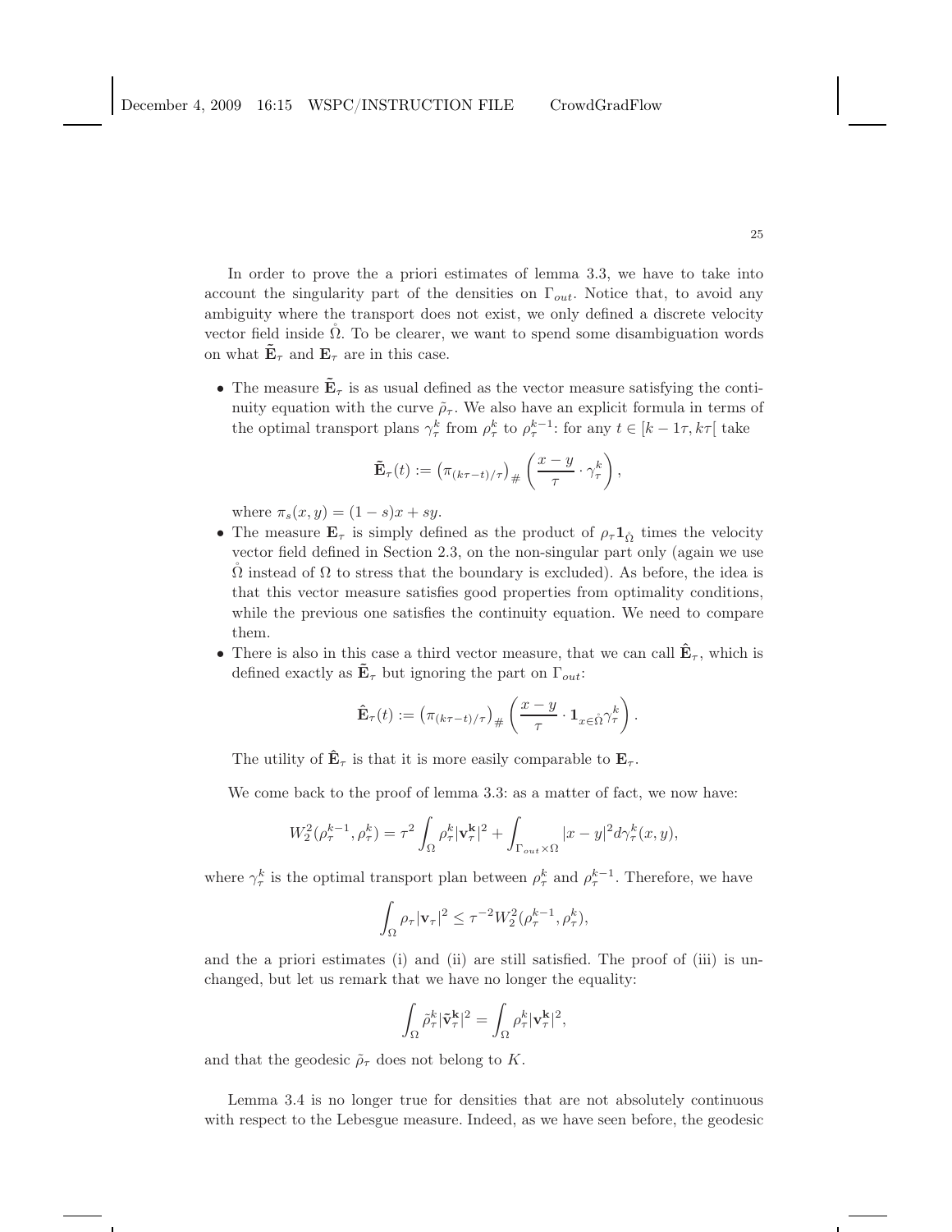In order to prove the a priori estimates of lemma 3.3, we have to take into account the singularity part of the densities on $\Gamma_{out}$. Notice that, to avoid any ambiguity where the transport does not exist, we only defined a discrete velocity vector field inside $\mathring{\Omega}$. To be clearer, we want to spend some disambiguation words on what $\tilde{\mathbf{E}}_\tau$ and $\mathbf{E}_\tau$ are in this case.

- The measure $\tilde{\mathbf{E}}_\tau$ is as usual defined as the vector measure satisfying the continuity equation with the curve $\tilde{\rho}_\tau$. We also have an explicit formula in terms of the optimal transport plans $\gamma^k_\tau$ from $\rho^k_\tau$ to $\rho^{k-1}_\tau$: for any $t \in [k-1\tau, k\tau[$ take

$$\tilde{\mathbf{E}}_\tau(t) := \left(\pi_{(k\tau - t)/\tau}\right)_\# \left(\frac{x-y}{\tau} \cdot \gamma^k_\tau\right),$$

  where $\pi_s(x,y) = (1-s)x + sy$.
- The measure $\mathbf{E}_\tau$ is simply defined as the product of $\rho_\tau \mathbf{1}_{\mathring{\Omega}}$ times the velocity vector field defined in Section 2.3, on the non-singular part only (again we use $\mathring{\Omega}$ instead of $\Omega$ to stress that the boundary is excluded). As before, the idea is that this vector measure satisfies good properties from optimality conditions, while the previous one satisfies the continuity equation. We need to compare them.
- There is also in this case a third vector measure, that we can call $\hat{\mathbf{E}}_\tau$, which is defined exactly as $\tilde{\mathbf{E}}_\tau$ but ignoring the part on $\Gamma_{out}$:

$$\hat{\mathbf{E}}_\tau(t) := \left(\pi_{(k\tau - t)/\tau}\right)_\# \left(\frac{x-y}{\tau} \cdot \mathbf{1}_{x \in \mathring{\Omega}} \gamma^k_\tau\right).$$

  The utility of $\hat{\mathbf{E}}_\tau$ is that it is more easily comparable to $\mathbf{E}_\tau$.

We come back to the proof of lemma 3.3: as a matter of fact, we now have:

$$W_2^2(\rho^{k-1}_\tau, \rho^k_\tau) = \tau^2 \int_\Omega \rho^k_\tau |\mathbf{v}^\mathbf{k}_\tau|^2 + \int_{\Gamma_{out} \times \Omega} |x-y|^2 d\gamma^k_\tau(x,y),$$

where $\gamma^k_\tau$ is the optimal transport plan between $\rho^k_\tau$ and $\rho^{k-1}_\tau$. Therefore, we have

$$\int_\Omega \rho_\tau |\mathbf{v}_\tau|^2 \leq \tau^{-2} W_2^2(\rho^{k-1}_\tau, \rho^k_\tau),$$

and the a priori estimates (i) and (ii) are still satisfied. The proof of (iii) is unchanged, but let us remark that we have no longer the equality:

$$\int_\Omega \tilde{\rho}^k_\tau |\tilde{\mathbf{v}}^\mathbf{k}_\tau|^2 = \int_\Omega \rho^k_\tau |\mathbf{v}^\mathbf{k}_\tau|^2,$$

and that the geodesic $\tilde{\rho}_\tau$ does not belong to $K$.

Lemma 3.4 is no longer true for densities that are not absolutely continuous with respect to the Lebesgue measure. Indeed, as we have seen before, the geodesic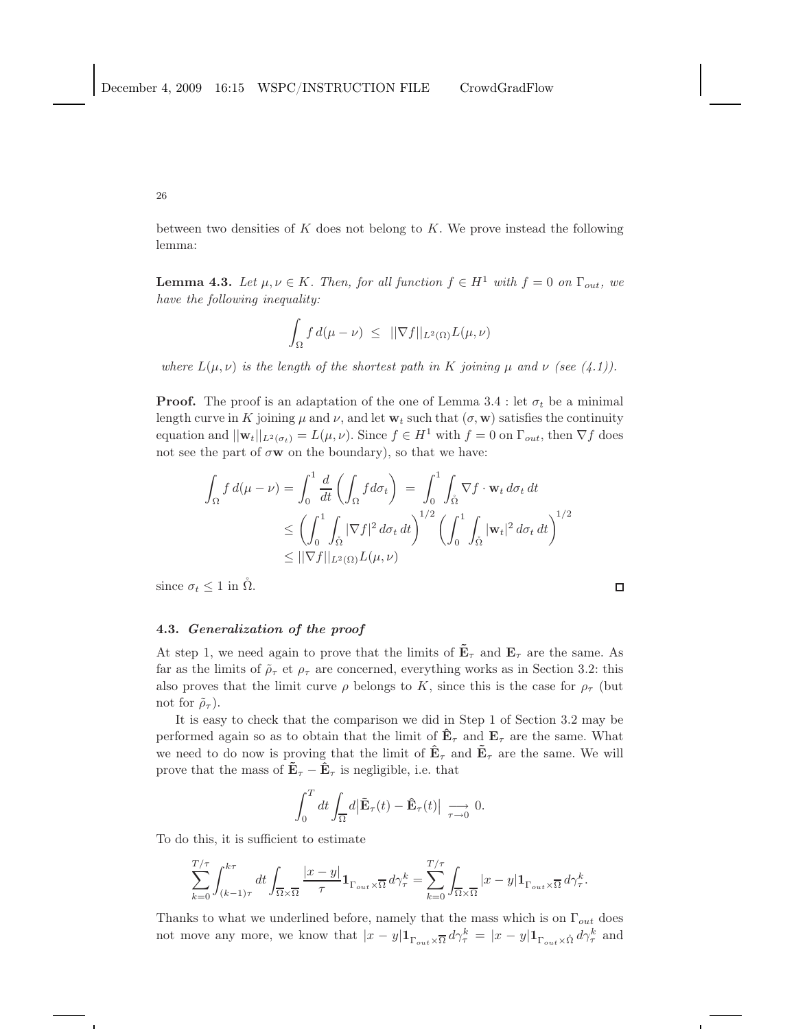between two densities of $K$ does not belong to $K$. We prove instead the following lemma:

**Lemma 4.3.** *Let $\mu, \nu \in K$. Then, for all function $f \in H^1$ with $f = 0$ on $\Gamma_{out}$, we have the following inequality:*

$$\int_\Omega f \, d(\mu - \nu) \;\leq\; ||\nabla f||_{L^2(\Omega)} L(\mu, \nu)$$

*where $L(\mu, \nu)$ is the length of the shortest path in $K$ joining $\mu$ and $\nu$ (see (4.1)).*

**Proof.** The proof is an adaptation of the one of Lemma 3.4 : let $\sigma_t$ be a minimal length curve in $K$ joining $\mu$ and $\nu$, and let $\mathbf{w}_t$ such that $(\sigma, \mathbf{w})$ satisfies the continuity equation and $||\mathbf{w}_t||_{L^2(\sigma_t)} = L(\mu, \nu)$. Since $f \in H^1$ with $f = 0$ on $\Gamma_{out}$, then $\nabla f$ does not see the part of $\sigma \mathbf{w}$ on the boundary), so that we have:

$$\begin{aligned}
\int_\Omega f \, d(\mu - \nu) = \int_0^1 \frac{d}{dt}\left(\int_\Omega f d\sigma_t\right) \;&=\; \int_0^1 \int_{\mathring{\Omega}} \nabla f \cdot \mathbf{w}_t \, d\sigma_t \, dt \\
&\leq \left(\int_0^1 \int_{\mathring{\Omega}} |\nabla f|^2 \, d\sigma_t \, dt\right)^{1/2} \left(\int_0^1 \int_{\mathring{\Omega}} |\mathbf{w}_t|^2 \, d\sigma_t \, dt\right)^{1/2} \\
&\leq ||\nabla f||_{L^2(\Omega)} L(\mu, \nu)
\end{aligned}$$

since $\sigma_t \leq 1$ in $\mathring{\Omega}$. □

### 4.3. *Generalization of the proof*

At step 1, we need again to prove that the limits of $\tilde{\mathbf{E}}_\tau$ and $\mathbf{E}_\tau$ are the same. As far as the limits of $\tilde{\rho}_\tau$ et $\rho_\tau$ are concerned, everything works as in Section 3.2: this also proves that the limit curve $\rho$ belongs to $K$, since this is the case for $\rho_\tau$ (but not for $\tilde{\rho}_\tau$).

It is easy to check that the comparison we did in Step 1 of Section 3.2 may be performed again so as to obtain that the limit of $\hat{\mathbf{E}}_\tau$ and $\mathbf{E}_\tau$ are the same. What we need to do now is proving that the limit of $\hat{\mathbf{E}}_\tau$ and $\tilde{\mathbf{E}}_\tau$ are the same. We will prove that the mass of $\tilde{\mathbf{E}}_\tau - \hat{\mathbf{E}}_\tau$ is negligible, i.e. that

$$\int_0^T dt \int_{\overline{\Omega}} d\big|\tilde{\mathbf{E}}_\tau(t) - \hat{\mathbf{E}}_\tau(t)\big| \underset{\tau \to 0}{\longrightarrow} 0.$$

To do this, it is sufficient to estimate

$$\sum_{k=0}^{T/\tau} \int_{(k-1)\tau}^{k\tau} dt \int_{\overline{\Omega} \times \overline{\Omega}} \frac{|x-y|}{\tau} \mathbf{1}_{\Gamma_{out} \times \overline{\Omega}} \, d\gamma_\tau^k = \sum_{k=0}^{T/\tau} \int_{\overline{\Omega} \times \overline{\Omega}} |x-y| \mathbf{1}_{\Gamma_{out} \times \overline{\Omega}} \, d\gamma_\tau^k.$$

Thanks to what we underlined before, namely that the mass which is on $\Gamma_{out}$ does not move any more, we know that $|x-y| \mathbf{1}_{\Gamma_{out} \times \overline{\Omega}} \, d\gamma_\tau^k = |x-y| \mathbf{1}_{\Gamma_{out} \times \mathring{\Omega}} \, d\gamma_\tau^k$ and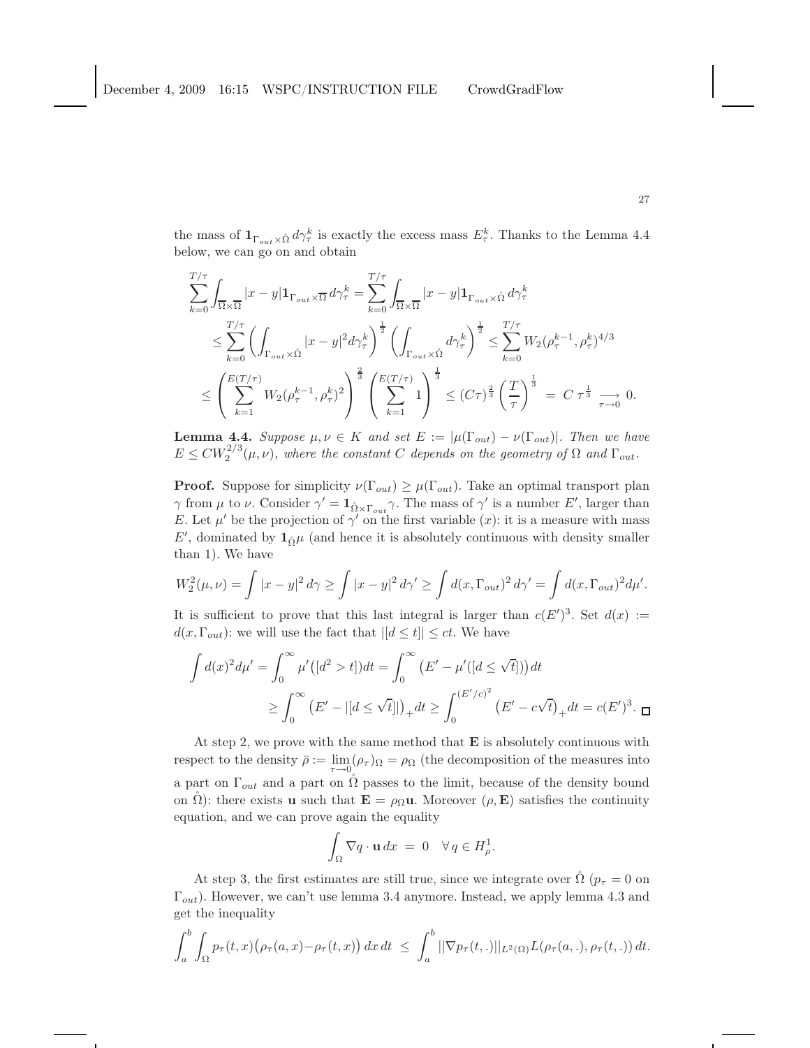the mass of $\mathbf{1}_{\Gamma_{out}\times\mathring{\Omega}}\, d\gamma_\tau^k$ is exactly the excess mass $E_\tau^k$. Thanks to the Lemma 4.4 below, we can go on and obtain

$$
\begin{aligned}
\sum_{k=0}^{T/\tau}\int_{\overline{\Omega}\times\overline{\Omega}}|x-y|\mathbf{1}_{\Gamma_{out}\times\overline{\Omega}}\, d\gamma_\tau^k &= \sum_{k=0}^{T/\tau}\int_{\overline{\Omega}\times\overline{\Omega}}|x-y|\mathbf{1}_{\Gamma_{out}\times\mathring{\Omega}}\, d\gamma_\tau^k \\
&\leq \sum_{k=0}^{T/\tau}\left(\int_{\Gamma_{out}\times\mathring{\Omega}}|x-y|^2 d\gamma_\tau^k\right)^{\frac{1}{2}}\left(\int_{\Gamma_{out}\times\mathring{\Omega}} d\gamma_\tau^k\right)^{\frac{1}{2}} \leq \sum_{k=0}^{T/\tau} W_2(\rho_\tau^{k-1},\rho_\tau^k)^{4/3} \\
&\leq \left(\sum_{k=1}^{E(T/\tau)} W_2(\rho_\tau^{k-1},\rho_\tau^k)^2\right)^{\frac{2}{3}}\left(\sum_{k=1}^{E(T/\tau)} 1\right)^{\frac{1}{3}} \leq (C\tau)^{\frac{2}{3}}\left(\frac{T}{\tau}\right)^{\frac{1}{3}} \;=\; C\,\tau^{\frac{1}{3}} \underset{\tau\to 0}{\longrightarrow} 0.
\end{aligned}
$$

**Lemma 4.4.** *Suppose $\mu,\nu\in K$ and set $E := |\mu(\Gamma_{out})-\nu(\Gamma_{out})|$. Then we have $E\leq CW_2^{2/3}(\mu,\nu)$, where the constant $C$ depends on the geometry of $\Omega$ and $\Gamma_{out}$.*

**Proof.** Suppose for simplicity $\nu(\Gamma_{out})\geq\mu(\Gamma_{out})$. Take an optimal transport plan $\gamma$ from $\mu$ to $\nu$. Consider $\gamma' = \mathbf{1}_{\mathring{\Omega}\times\Gamma_{out}}\gamma$. The mass of $\gamma'$ is a number $E'$, larger than $E$. Let $\mu'$ be the projection of $\gamma'$ on the first variable ($x$): it is a measure with mass $E'$, dominated by $\mathbf{1}_{\mathring{\Omega}}\mu$ (and hence it is absolutely continuous with density smaller than 1). We have

$$
W_2^2(\mu,\nu) = \int |x-y|^2\, d\gamma \geq \int |x-y|^2\, d\gamma' \geq \int d(x,\Gamma_{out})^2\, d\gamma' = \int d(x,\Gamma_{out})^2 d\mu'.
$$

It is sufficient to prove that this last integral is larger than $c(E')^3$. Set $d(x) := d(x,\Gamma_{out})$: we will use the fact that $|[d\leq t]|\leq ct$. We have

$$
\begin{aligned}
\int d(x)^2 d\mu' &= \int_0^\infty \mu'\big([d^2>t]\big)dt = \int_0^\infty \big(E'-\mu'([d\leq\sqrt{t}])\big)\,dt \\
&\geq \int_0^\infty \big(E'-|[d\leq\sqrt{t}]|\big)_+ dt \geq \int_0^{(E'/c)^2}\big(E'-c\sqrt{t}\big)_+ dt = c(E')^3. \qquad \square
\end{aligned}
$$

At step 2, we prove with the same method that $\mathbf{E}$ is absolutely continuous with respect to the density $\bar\rho := \lim_{\tau\to 0}(\rho_\tau)_\Omega = \rho_\Omega$ (the decomposition of the measures into a part on $\Gamma_{out}$ and a part on $\mathring{\Omega}$ passes to the limit, because of the density bound on $\mathring{\Omega}$): there exists $\mathbf{u}$ such that $\mathbf{E}=\rho_\Omega\mathbf{u}$. Moreover $(\rho,\mathbf{E})$ satisfies the continuity equation, and we can prove again the equality

$$
\int_\Omega \nabla q\cdot\mathbf{u}\,dx \;=\; 0 \quad \forall\, q\in H^1_\rho.
$$

At step 3, the first estimates are still true, since we integrate over $\mathring{\Omega}$ ($p_\tau=0$ on $\Gamma_{out}$). However, we can't use lemma 3.4 anymore. Instead, we apply lemma 4.3 and get the inequality

$$
\int_a^b\int_\Omega p_\tau(t,x)\big(\rho_\tau(a,x)-\rho_\tau(t,x)\big)\,dx\,dt \;\leq\; \int_a^b ||\nabla p_\tau(t,.)||_{L^2(\Omega)} L(\rho_\tau(a,.),\rho_\tau(t,.))\,dt.
$$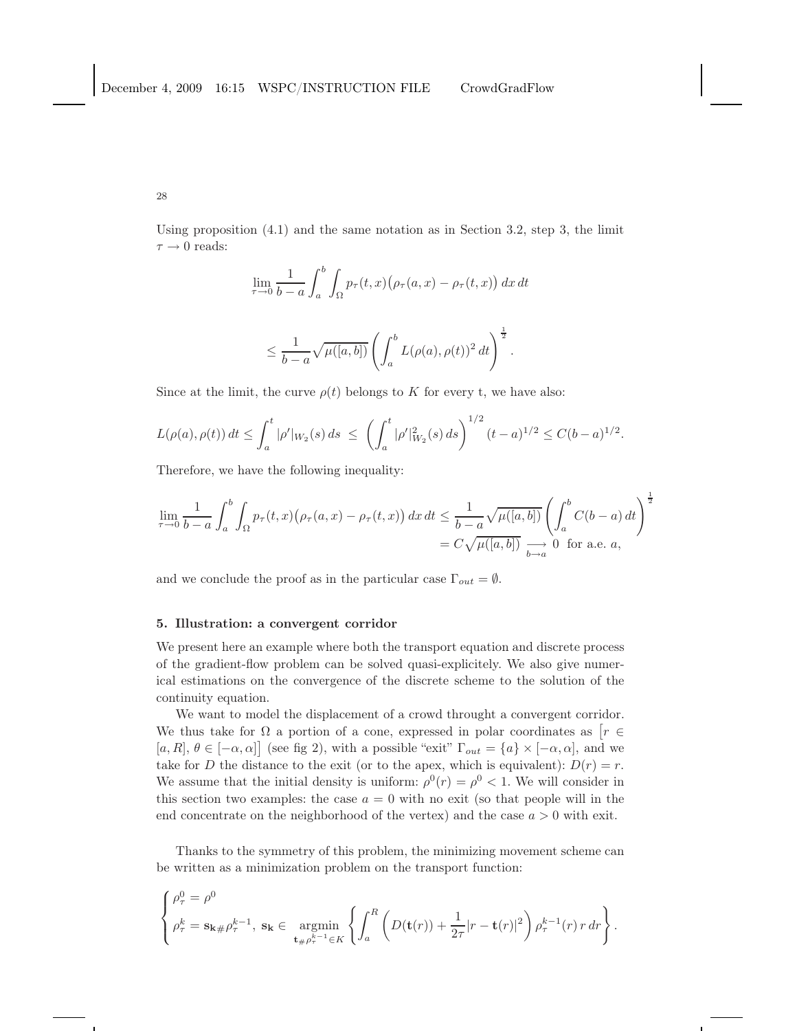Using proposition (4.1) and the same notation as in Section 3.2, step 3, the limit $\tau \to 0$ reads:

$$\lim_{\tau \to 0} \frac{1}{b-a} \int_a^b \int_\Omega p_\tau(t,x)\big(\rho_\tau(a,x) - \rho_\tau(t,x)\big)\, dx\, dt$$

$$\leq \frac{1}{b-a} \sqrt{\mu([a,b])} \left( \int_a^b L(\rho(a), \rho(t))^2 \, dt \right)^{\frac{1}{2}}.$$

Since at the limit, the curve $\rho(t)$ belongs to $K$ for every t, we have also:

$$L(\rho(a), \rho(t))\, dt \leq \int_a^t |\rho'|_{W_2}(s)\, ds \; \leq \; \left( \int_a^t |\rho'|_{W_2}^2(s)\, ds \right)^{1/2} (t-a)^{1/2} \leq C(b-a)^{1/2}.$$

Therefore, we have the following inequality:

$$\lim_{\tau \to 0} \frac{1}{b-a} \int_a^b \int_\Omega p_\tau(t,x)\big(\rho_\tau(a,x) - \rho_\tau(t,x)\big)\, dx\, dt \leq \frac{1}{b-a} \sqrt{\mu([a,b])} \left( \int_a^b C(b-a)\, dt \right)^{\frac{1}{2}}$$
$$= C\sqrt{\mu([a,b])} \underset{b \to a}{\longrightarrow} 0 \text{ for a.e. } a,$$

and we conclude the proof as in the particular case $\Gamma_{out} = \emptyset$.

## 5. Illustration: a convergent corridor

We present here an example where both the transport equation and discrete process of the gradient-flow problem can be solved quasi-explicitely. We also give numerical estimations on the convergence of the discrete scheme to the solution of the continuity equation.

We want to model the displacement of a crowd throught a convergent corridor. We thus take for $\Omega$ a portion of a cone, expressed in polar coordinates as $\big[r \in [a, R],\, \theta \in [-\alpha, \alpha]\big]$ (see fig 2), with a possible "exit" $\Gamma_{out} = \{a\} \times [-\alpha, \alpha]$, and we take for $D$ the distance to the exit (or to the apex, which is equivalent): $D(r) = r$. We assume that the initial density is uniform: $\rho^0(r) = \rho^0 < 1$. We will consider in this section two examples: the case $a = 0$ with no exit (so that people will in the end concentrate on the neighborhood of the vertex) and the case $a > 0$ with exit.

Thanks to the symmetry of this problem, the minimizing movement scheme can be written as a minimization problem on the transport function:

$$\begin{cases} \rho_\tau^0 = \rho^0 \\ \rho_\tau^k = \mathbf{s_k}_\# \rho_\tau^{k-1}, \; \mathbf{s_k} \in \underset{\mathbf{t}_\# \rho_\tau^{k-1} \in K}{\operatorname{argmin}} \left\{ \displaystyle\int_a^R \left( D(\mathbf{t}(r)) + \frac{1}{2\tau} |r - \mathbf{t}(r)|^2 \right) \rho_\tau^{k-1}(r)\, r\, dr \right\}. \end{cases}$$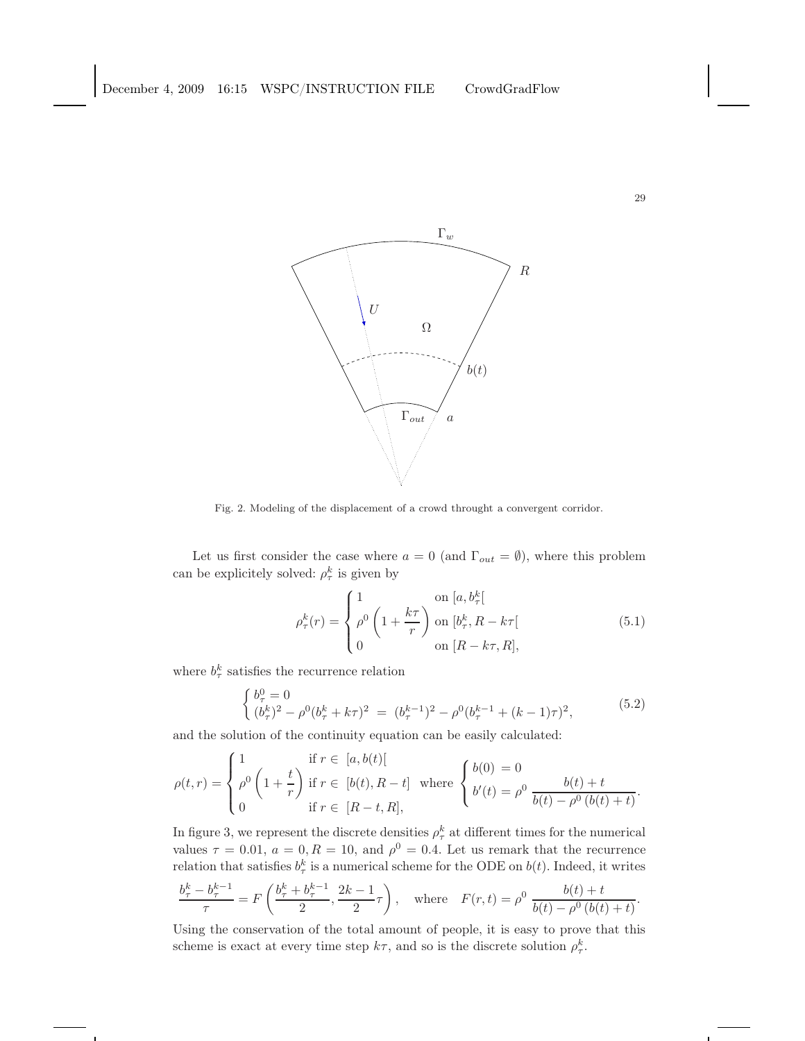Fig. 2. Modeling of the displacement of a crowd throught a convergent corridor.

Let us first consider the case where $a = 0$ (and $\Gamma_{out} = \emptyset$), where this problem can be explicitely solved: $\rho^k_\tau$ is given by

$$\rho^k_\tau(r) = \begin{cases} 1 & \text{on } [a, b^k_\tau[ \\ \rho^0 \left(1 + \dfrac{k\tau}{r}\right) & \text{on } [b^k_\tau, R - k\tau[ \\ 0 & \text{on } [R - k\tau, R], \end{cases} \tag{5.1}$$

where $b^k_\tau$ satisfies the recurrence relation

$$\begin{cases} b^0_\tau = 0 \\ (b^k_\tau)^2 - \rho^0 (b^k_\tau + k\tau)^2 \ = \ (b^{k-1}_\tau)^2 - \rho^0 (b^{k-1}_\tau + (k-1)\tau)^2, \end{cases} \tag{5.2}$$

and the solution of the continuity equation can be easily calculated:

$$\rho(t, r) = \begin{cases} 1 & \text{if } r \in \ [a, b(t)[ \\ \rho^0 \left(1 + \dfrac{t}{r}\right) & \text{if } r \in \ [b(t), R - t] \\ 0 & \text{if } r \in \ [R - t, R], \end{cases} \quad \text{where} \quad \begin{cases} b(0) \ = 0 \\ b'(t) = \rho^0 \ \dfrac{b(t) + t}{b(t) - \rho^0 \left(b(t) + t\right)}. \end{cases}$$

In figure 3, we represent the discrete densities $\rho^k_\tau$ at different times for the numerical values $\tau = 0.01$, $a = 0, R = 10$, and $\rho^0 = 0.4$. Let us remark that the recurrence relation that satisfies $b^k_\tau$ is a numerical scheme for the ODE on $b(t)$. Indeed, it writes

$$\frac{b^k_\tau - b^{k-1}_\tau}{\tau} = F\left(\frac{b^k_\tau + b^{k-1}_\tau}{2}, \frac{2k-1}{2}\tau\right), \quad \text{where} \quad F(r, t) = \rho^0 \ \frac{b(t) + t}{b(t) - \rho^0 \left(b(t) + t\right)}.$$

Using the conservation of the total amount of people, it is easy to prove that this scheme is exact at every time step $k\tau$, and so is the discrete solution $\rho^k_\tau$.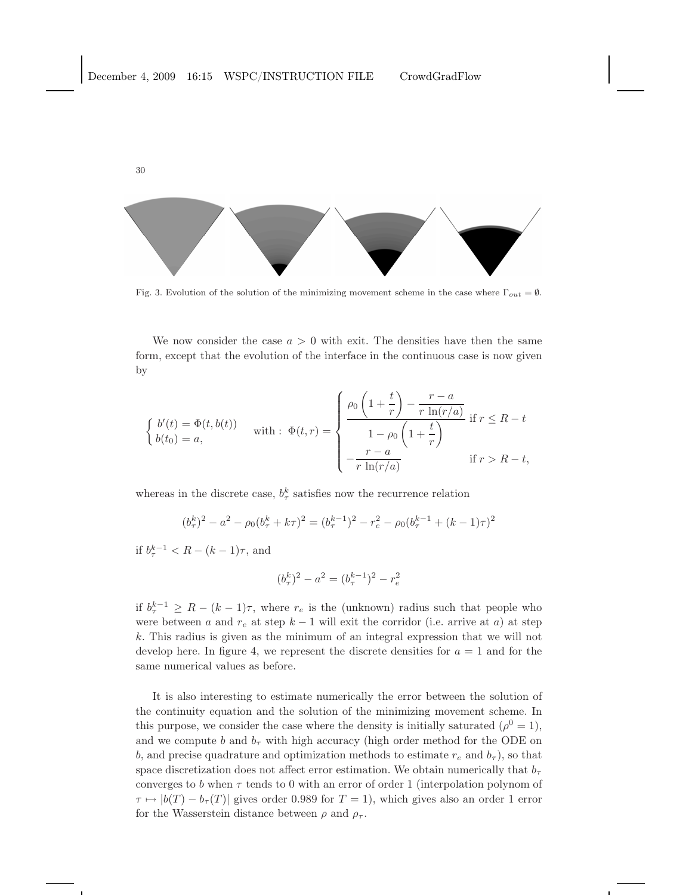Fig. 3. Evolution of the solution of the minimizing movement scheme in the case where $\Gamma_{out} = \emptyset$.

We now consider the case $a > 0$ with exit. The densities have then the same form, except that the evolution of the interface in the continuous case is now given by

$$
\left\{ \begin{array}{l} b'(t) = \Phi(t, b(t)) \\ b(t_0) = a, \end{array} \right. \quad \text{with : } \Phi(t,r) = \left\{ \begin{array}{ll} \dfrac{\rho_0 \left(1 + \dfrac{t}{r}\right) - \dfrac{r-a}{r\,\ln(r/a)}}{1 - \rho_0 \left(1 + \dfrac{t}{r}\right)} & \text{if } r \leq R - t \\ -\dfrac{r-a}{r\,\ln(r/a)} & \text{if } r > R - t, \end{array} \right.
$$

whereas in the discrete case, $b_\tau^k$ satisfies now the recurrence relation

$$
(b_\tau^k)^2 - a^2 - \rho_0 (b_\tau^k + k\tau)^2 = (b_\tau^{k-1})^2 - r_e^2 - \rho_0 (b_\tau^{k-1} + (k-1)\tau)^2
$$

if $b_\tau^{k-1} < R - (k-1)\tau$, and

$$
(b_\tau^k)^2 - a^2 = (b_\tau^{k-1})^2 - r_e^2
$$

if $b_\tau^{k-1} \geq R - (k-1)\tau$, where $r_e$ is the (unknown) radius such that people who were between $a$ and $r_e$ at step $k-1$ will exit the corridor (i.e. arrive at $a$) at step $k$. This radius is given as the minimum of an integral expression that we will not develop here. In figure 4, we represent the discrete densities for $a = 1$ and for the same numerical values as before.

It is also interesting to estimate numerically the error between the solution of the continuity equation and the solution of the minimizing movement scheme. In this purpose, we consider the case where the density is initially saturated ($\rho^0 = 1$), and we compute $b$ and $b_\tau$ with high accuracy (high order method for the ODE on $b$, and precise quadrature and optimization methods to estimate $r_e$ and $b_\tau$), so that space discretization does not affect error estimation. We obtain numerically that $b_\tau$ converges to $b$ when $\tau$ tends to 0 with an error of order 1 (interpolation polynom of $\tau \mapsto |b(T) - b_\tau(T)|$ gives order 0.989 for $T = 1$), which gives also an order 1 error for the Wasserstein distance between $\rho$ and $\rho_\tau$.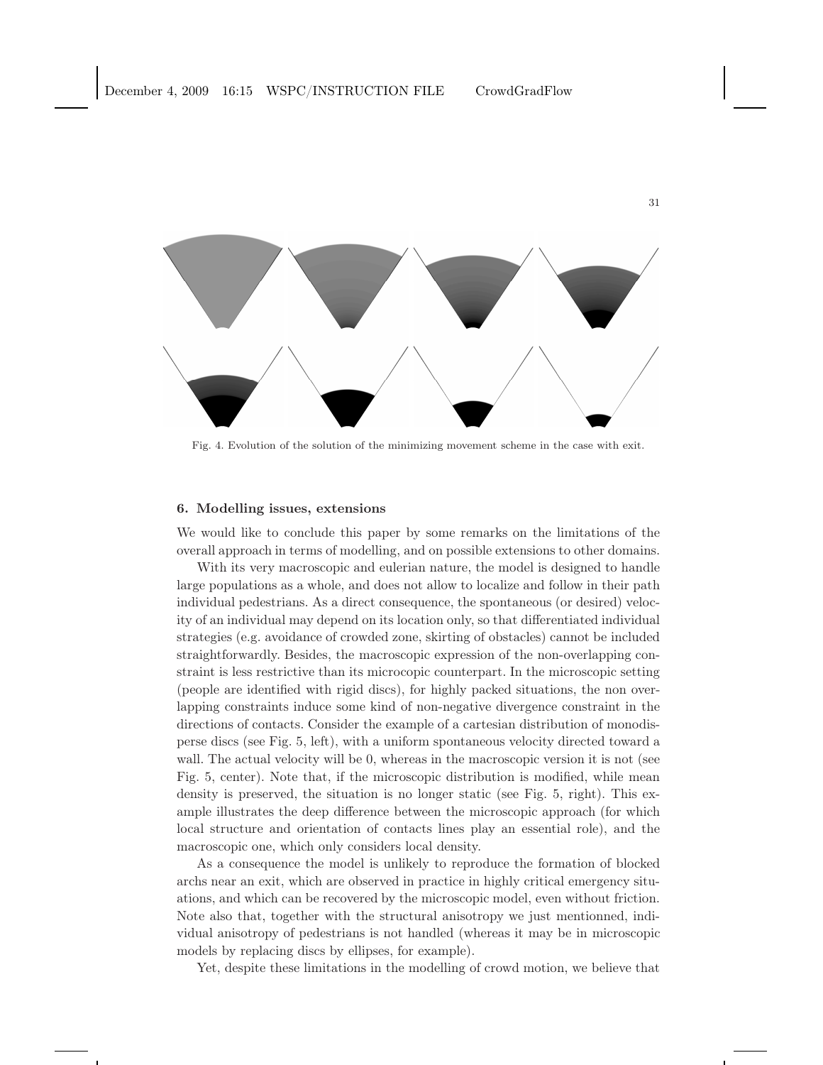Fig. 4. Evolution of the solution of the minimizing movement scheme in the case with exit.

## 6. Modelling issues, extensions

We would like to conclude this paper by some remarks on the limitations of the overall approach in terms of modelling, and on possible extensions to other domains.

With its very macroscopic and eulerian nature, the model is designed to handle large populations as a whole, and does not allow to localize and follow in their path individual pedestrians. As a direct consequence, the spontaneous (or desired) velocity of an individual may depend on its location only, so that differentiated individual strategies (e.g. avoidance of crowded zone, skirting of obstacles) cannot be included straightforwardly. Besides, the macroscopic expression of the non-overlapping constraint is less restrictive than its micrcopic counterpart. In the microscopic setting (people are identified with rigid discs), for highly packed situations, the non overlapping constraints induce some kind of non-negative divergence constraint in the directions of contacts. Consider the example of a cartesian distribution of monodisperse discs (see Fig. 5, left), with a uniform spontaneous velocity directed toward a wall. The actual velocity will be 0, whereas in the macroscopic version it is not (see Fig. 5, center). Note that, if the microscopic distribution is modified, while mean density is preserved, the situation is no longer static (see Fig. 5, right). This example illustrates the deep difference between the microscopic approach (for which local structure and orientation of contacts lines play an essential role), and the macroscopic one, which only considers local density.

As a consequence the model is unlikely to reproduce the formation of blocked archs near an exit, which are observed in practice in highly critical emergency situations, and which can be recovered by the microscopic model, even without friction. Note also that, together with the structural anisotropy we just mentionned, individual anisotropy of pedestrians is not handled (whereas it may be in microscopic models by replacing discs by ellipses, for example).

Yet, despite these limitations in the modelling of crowd motion, we believe that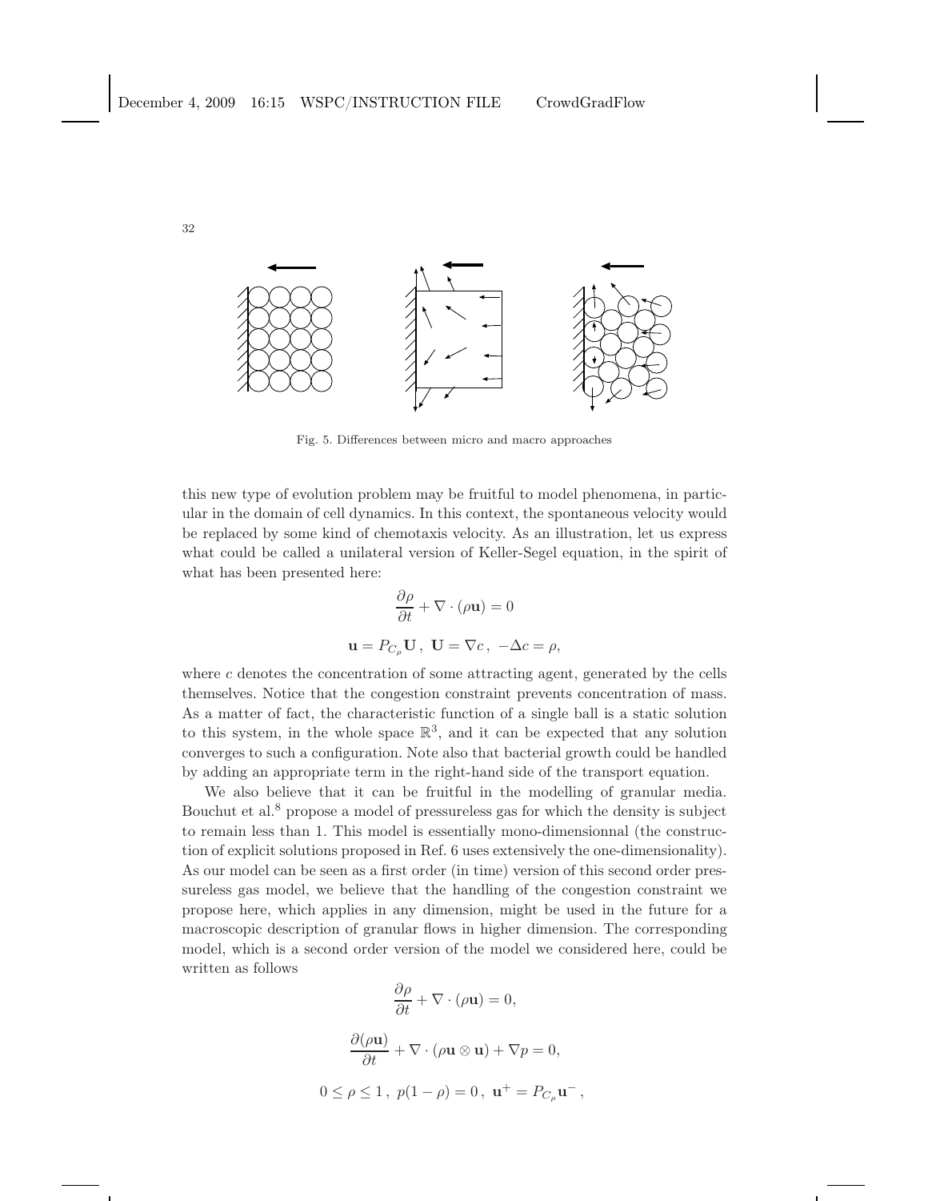Fig. 5. Differences between micro and macro approaches

this new type of evolution problem may be fruitful to model phenomena, in particular in the domain of cell dynamics. In this context, the spontaneous velocity would be replaced by some kind of chemotaxis velocity. As an illustration, let us express what could be called a unilateral version of Keller-Segel equation, in the spirit of what has been presented here:

$$\frac{\partial \rho}{\partial t} + \nabla \cdot (\rho \mathbf{u}) = 0$$

$$\mathbf{u} = P_{C_\rho} \mathbf{U}\,,\ \mathbf{U} = \nabla c\,,\ -\Delta c = \rho,$$

where $c$ denotes the concentration of some attracting agent, generated by the cells themselves. Notice that the congestion constraint prevents concentration of mass. As a matter of fact, the characteristic function of a single ball is a static solution to this system, in the whole space $\mathbb{R}^3$, and it can be expected that any solution converges to such a configuration. Note also that bacterial growth could be handled by adding an appropriate term in the right-hand side of the transport equation.

We also believe that it can be fruitful in the modelling of granular media. Bouchut et al.[8] propose a model of pressureless gas for which the density is subject to remain less than 1. This model is essentially mono-dimensionnal (the construction of explicit solutions proposed in Ref. 6 uses extensively the one-dimensionality). As our model can be seen as a first order (in time) version of this second order pressureless gas model, we believe that the handling of the congestion constraint we propose here, which applies in any dimension, might be used in the future for a macroscopic description of granular flows in higher dimension. The corresponding model, which is a second order version of the model we considered here, could be written as follows

$$\frac{\partial \rho}{\partial t} + \nabla \cdot (\rho \mathbf{u}) = 0,$$

$$\frac{\partial (\rho \mathbf{u})}{\partial t} + \nabla \cdot (\rho \mathbf{u} \otimes \mathbf{u}) + \nabla p = 0,$$

$$0 \le \rho \le 1\,,\ p(1-\rho) = 0\,,\ \mathbf{u}^+ = P_{C_\rho} \mathbf{u}^-\,,$$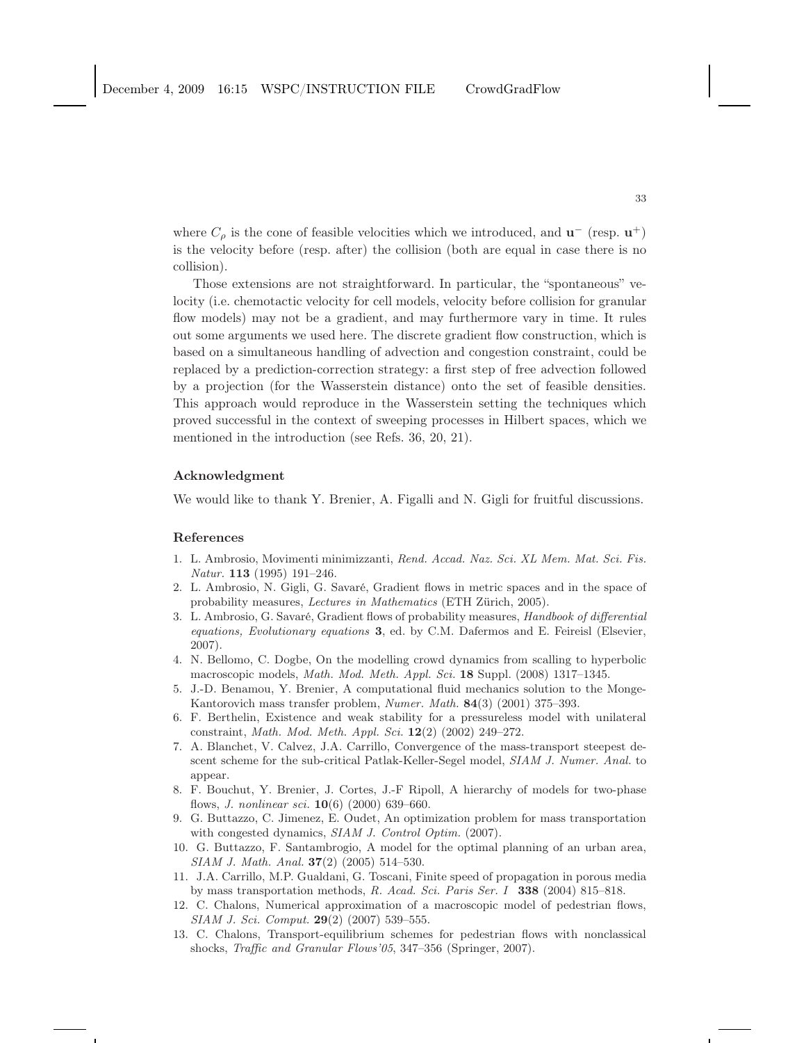where $C_\rho$ is the cone of feasible velocities which we introduced, and $\mathbf{u}^-$ (resp. $\mathbf{u}^+$) is the velocity before (resp. after) the collision (both are equal in case there is no collision).

Those extensions are not straightforward. In particular, the "spontaneous" velocity (i.e. chemotactic velocity for cell models, velocity before collision for granular flow models) may not be a gradient, and may furthermore vary in time. It rules out some arguments we used here. The discrete gradient flow construction, which is based on a simultaneous handling of advection and congestion constraint, could be replaced by a prediction-correction strategy: a first step of free advection followed by a projection (for the Wasserstein distance) onto the set of feasible densities. This approach would reproduce in the Wasserstein setting the techniques which proved successful in the context of sweeping processes in Hilbert spaces, which we mentioned in the introduction (see Refs. 36, 20, 21).

### Acknowledgment

We would like to thank Y. Brenier, A. Figalli and N. Gigli for fruitful discussions.

### References

1. L. Ambrosio, Movimenti minimizzanti, *Rend. Accad. Naz. Sci. XL Mem. Mat. Sci. Fis. Natur.* **113** (1995) 191–246.
2. L. Ambrosio, N. Gigli, G. Savaré, Gradient flows in metric spaces and in the space of probability measures, *Lectures in Mathematics* (ETH Zürich, 2005).
3. L. Ambrosio, G. Savaré, Gradient flows of probability measures, *Handbook of differential equations, Evolutionary equations* **3**, ed. by C.M. Dafermos and E. Feireisl (Elsevier, 2007).
4. N. Bellomo, C. Dogbe, On the modelling crowd dynamics from scalling to hyperbolic macroscopic models, *Math. Mod. Meth. Appl. Sci.* **18** Suppl. (2008) 1317–1345.
5. J.-D. Benamou, Y. Brenier, A computational fluid mechanics solution to the Monge-Kantorovich mass transfer problem, *Numer. Math.* **84**(3) (2001) 375–393.
6. F. Berthelin, Existence and weak stability for a pressureless model with unilateral constraint, *Math. Mod. Meth. Appl. Sci.* **12**(2) (2002) 249–272.
7. A. Blanchet, V. Calvez, J.A. Carrillo, Convergence of the mass-transport steepest descent scheme for the sub-critical Patlak-Keller-Segel model, *SIAM J. Numer. Anal.* to appear.
8. F. Bouchut, Y. Brenier, J. Cortes, J.-F Ripoll, A hierarchy of models for two-phase flows, *J. nonlinear sci.* **10**(6) (2000) 639–660.
9. G. Buttazzo, C. Jimenez, E. Oudet, An optimization problem for mass transportation with congested dynamics, *SIAM J. Control Optim.* (2007).
10. G. Buttazzo, F. Santambrogio, A model for the optimal planning of an urban area, *SIAM J. Math. Anal.* **37**(2) (2005) 514–530.
11. J.A. Carrillo, M.P. Gualdani, G. Toscani, Finite speed of propagation in porous media by mass transportation methods, *R. Acad. Sci. Paris Ser. I* **338** (2004) 815–818.
12. C. Chalons, Numerical approximation of a macroscopic model of pedestrian flows, *SIAM J. Sci. Comput.* **29**(2) (2007) 539–555.
13. C. Chalons, Transport-equilibrium schemes for pedestrian flows with nonclassical shocks, *Traffic and Granular Flows'05*, 347–356 (Springer, 2007).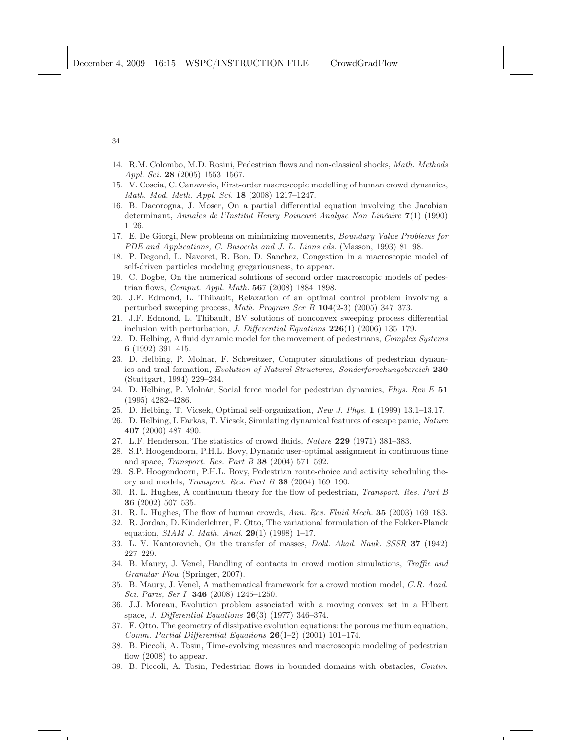14. R.M. Colombo, M.D. Rosini, Pedestrian flows and non-classical shocks, *Math. Methods Appl. Sci.* **28** (2005) 1553–1567.
15. V. Coscia, C. Canavesio, First-order macroscopic modelling of human crowd dynamics, *Math. Mod. Meth. Appl. Sci.* **18** (2008) 1217–1247.
16. B. Dacorogna, J. Moser, On a partial differential equation involving the Jacobian determinant, *Annales de l'Institut Henry Poincaré Analyse Non Linéaire* **7**(1) (1990) 1–26.
17. E. De Giorgi, New problems on minimizing movements, *Boundary Value Problems for PDE and Applications, C. Baiocchi and J. L. Lions eds.* (Masson, 1993) 81–98.
18. P. Degond, L. Navoret, R. Bon, D. Sanchez, Congestion in a macroscopic model of self-driven particles modeling gregariousness, to appear.
19. C. Dogbe, On the numerical solutions of second order macroscopic models of pedestrian flows, *Comput. Appl. Math.* **567** (2008) 1884–1898.
20. J.F. Edmond, L. Thibault, Relaxation of an optimal control problem involving a perturbed sweeping process, *Math. Program Ser B* **104**(2-3) (2005) 347–373.
21. J.F. Edmond, L. Thibault, BV solutions of nonconvex sweeping process differential inclusion with perturbation, *J. Differential Equations* **226**(1) (2006) 135–179.
22. D. Helbing, A fluid dynamic model for the movement of pedestrians, *Complex Systems* **6** (1992) 391–415.
23. D. Helbing, P. Molnar, F. Schweitzer, Computer simulations of pedestrian dynamics and trail formation, *Evolution of Natural Structures, Sonderforschungsbereich* **230** (Stuttgart, 1994) 229–234.
24. D. Helbing, P. Molnár, Social force model for pedestrian dynamics, *Phys. Rev E* **51** (1995) 4282–4286.
25. D. Helbing, T. Vicsek, Optimal self-organization, *New J. Phys.* **1** (1999) 13.1–13.17.
26. D. Helbing, I. Farkas, T. Vicsek, Simulating dynamical features of escape panic, *Nature* **407** (2000) 487–490.
27. L.F. Henderson, The statistics of crowd fluids, *Nature* **229** (1971) 381–383.
28. S.P. Hoogendoorn, P.H.L. Bovy, Dynamic user-optimal assignment in continuous time and space, *Transport. Res. Part B* **38** (2004) 571–592.
29. S.P. Hoogendoorn, P.H.L. Bovy, Pedestrian route-choice and activity scheduling theory and models, *Transport. Res. Part B* **38** (2004) 169–190.
30. R. L. Hughes, A continuum theory for the flow of pedestrian, *Transport. Res. Part B* **36** (2002) 507–535.
31. R. L. Hughes, The flow of human crowds, *Ann. Rev. Fluid Mech.* **35** (2003) 169–183.
32. R. Jordan, D. Kinderlehrer, F. Otto, The variational formulation of the Fokker-Planck equation, *SIAM J. Math. Anal.* **29**(1) (1998) 1–17.
33. L. V. Kantorovich, On the transfer of masses, *Dokl. Akad. Nauk. SSSR* **37** (1942) 227–229.
34. B. Maury, J. Venel, Handling of contacts in crowd motion simulations, *Traffic and Granular Flow* (Springer, 2007).
35. B. Maury, J. Venel, A mathematical framework for a crowd motion model, *C.R. Acad. Sci. Paris, Ser I* **346** (2008) 1245–1250.
36. J.J. Moreau, Evolution problem associated with a moving convex set in a Hilbert space, *J. Differential Equations* **26**(3) (1977) 346–374.
37. F. Otto, The geometry of dissipative evolution equations: the porous medium equation, *Comm. Partial Differential Equations* **26**(1–2) (2001) 101–174.
38. B. Piccoli, A. Tosin, Time-evolving measures and macroscopic modeling of pedestrian flow (2008) to appear.
39. B. Piccoli, A. Tosin, Pedestrian flows in bounded domains with obstacles, *Contin.*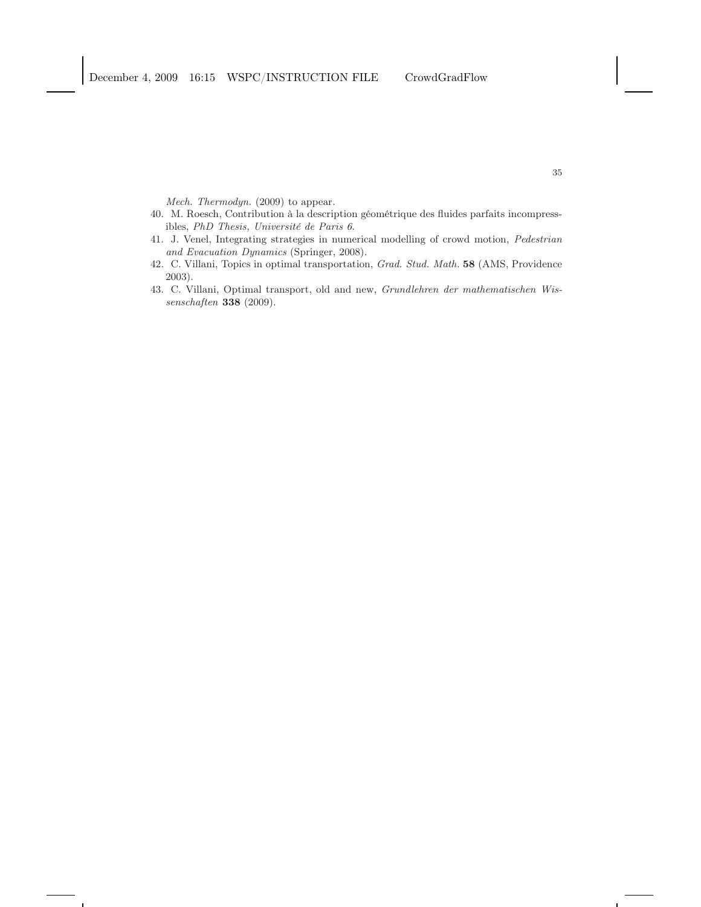*Mech. Thermodyn.* (2009) to appear.

40. M. Roesch, Contribution à la description géométrique des fluides parfaits incompressibles, *PhD Thesis, Université de Paris 6*.
41. J. Venel, Integrating strategies in numerical modelling of crowd motion, *Pedestrian and Evacuation Dynamics* (Springer, 2008).
42. C. Villani, Topics in optimal transportation, *Grad. Stud. Math.* **58** (AMS, Providence 2003).
43. C. Villani, Optimal transport, old and new, *Grundlehren der mathematischen Wissenschaften* **338** (2009).